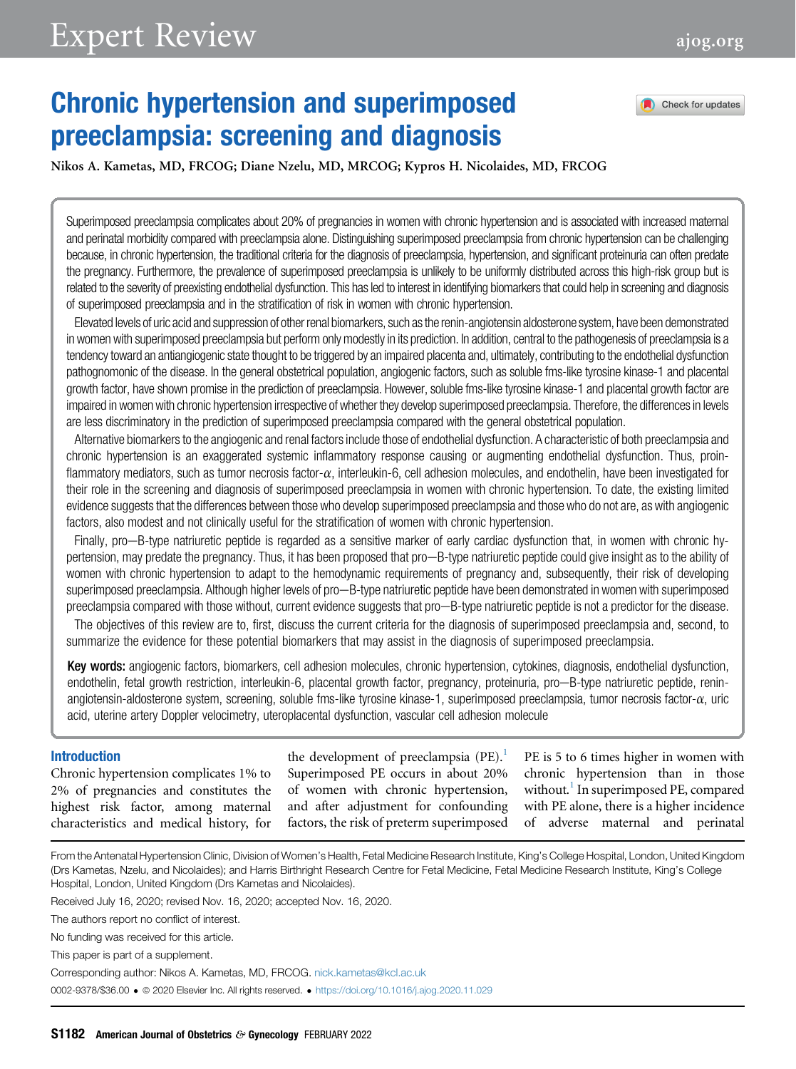# Chronic hypertension and superimposed preeclampsia: screening and diagnosis

Nikos A. Kametas, MD, FRCOG; Diane Nzelu, MD, MRCOG; Kypros H. Nicolaides, MD, FRCOG

Superimposed preeclampsia complicates about 20% of pregnancies in women with chronic hypertension and is associated with increased maternal and perinatal morbidity compared with preeclampsia alone. Distinguishing superimposed preeclampsia from chronic hypertension can be challenging because, in chronic hypertension, the traditional criteria for the diagnosis of preeclampsia, hypertension, and significant proteinuria can often predate the pregnancy. Furthermore, the prevalence of superimposed preeclampsia is unlikely to be uniformly distributed across this high-risk group but is related to the severity of preexisting endothelial dysfunction. This has led to interest in identifying biomarkers that could help in screening and diagnosis of superimposed preeclampsia and in the stratification of risk in women with chronic hypertension.

Elevated levels of uric acid and suppression of other renal biomarkers, such as the renin-angiotensin aldosterone system, have been demonstrated in women with superimposed preeclampsia but perform only modestly in its prediction. In addition, central to the pathogenesis of preeclampsia is a tendency toward an antiangiogenic state thought to be triggered by an impaired placenta and, ultimately, contributing to the endothelial dysfunction pathognomonic of the disease. In the general obstetrical population, angiogenic factors, such as soluble fms-like tyrosine kinase-1 and placental growth factor, have shown promise in the prediction of preeclampsia. However, soluble fms-like tyrosine kinase-1 and placental growth factor are impaired in women with chronic hypertension irrespective of whether they develop superimposed preeclampsia. Therefore, the differences in levels are less discriminatory in the prediction of superimposed preeclampsia compared with the general obstetrical population.

Alternative biomarkers to the angiogenic and renal factors include those of endothelial dysfunction. A characteristic of both preeclampsia and chronic hypertension is an exaggerated systemic inflammatory response causing or augmenting endothelial dysfunction. Thus, proinflammatory mediators, such as tumor necrosis factor-α, interleukin-6, cell adhesion molecules, and endothelin, have been investigated for their role in the screening and diagnosis of superimposed preeclampsia in women with chronic hypertension. To date, the existing limited evidence suggests that the differences between those who develop superimposed preeclampsia and those who do not are, as with angiogenic factors, also modest and not clinically useful for the stratification of women with chronic hypertension.

Finally, pro—B-type natriuretic peptide is regarded as a sensitive marker of early cardiac dysfunction that, in women with chronic hypertension, may predate the pregnancy. Thus, it has been proposed that pro—B-type natriuretic peptide could give insight as to the ability of women with chronic hypertension to adapt to the hemodynamic requirements of pregnancy and, subsequently, their risk of developing superimposed preeclampsia. Although higher levels of pro—B-type natriuretic peptide have been demonstrated in women with superimposed preeclampsia compared with those without, current evidence suggests that pro—B-type natriuretic peptide is not a predictor for the disease.

The objectives of this review are to, first, discuss the current criteria for the diagnosis of superimposed preeclampsia and, second, to summarize the evidence for these potential biomarkers that may assist in the diagnosis of superimposed preeclampsia.

**Key words:** angiogenic factors, biomarkers, cell adhesion molecules, chronic hypertension, cytokines, diagnosis, endothelial dysfunction, endothelin, fetal growth restriction, interleukin-6, placental growth factor, pregnancy, proteinuria, pro—B-type natriuretic peptide, renin-angiotensin-aldosterone system, screening, soluble fms-like tyrosine kinase-1, superimposed preeclampsia, tumor necrosis factor-α, uric acid, uterine artery Doppler velocimetry, uteroplacental dysfunction, vascular cell adhesion molecule

## Introduction

Chronic hypertension complicates 1% to 2% of pregnancies and constitutes the highest risk factor, among maternal characteristics and medical history, for the development of preeclampsia (PE).[1] Superimposed PE occurs in about 20% of women with chronic hypertension, and after adjustment for confounding factors, the risk of preterm superimposed PE is 5 to 6 times higher in women with chronic hypertension than in those without.[1] In superimposed PE, compared with PE alone, there is a higher incidence of adverse maternal and perinatal

From the Antenatal Hypertension Clinic, Division of Women's Health, Fetal Medicine Research Institute, King's College Hospital, London, United Kingdom (Drs Kametas, Nzelu, and Nicolaides); and Harris Birthright Research Centre for Fetal Medicine, Fetal Medicine Research Institute, King's College Hospital, London, United Kingdom (Drs Kametas and Nicolaides).

Received July 16, 2020; revised Nov. 16, 2020; accepted Nov. 16, 2020.

The authors report no conflict of interest.

No funding was received for this article.

This paper is part of a supplement.

Corresponding author: Nikos A. Kametas, MD, FRCOG. nick.kametas@kcl.ac.uk

0002-9378/$36.00 • © 2020 Elsevier Inc. All rights reserved. • https://doi.org/10.1016/j.ajog.2020.11.029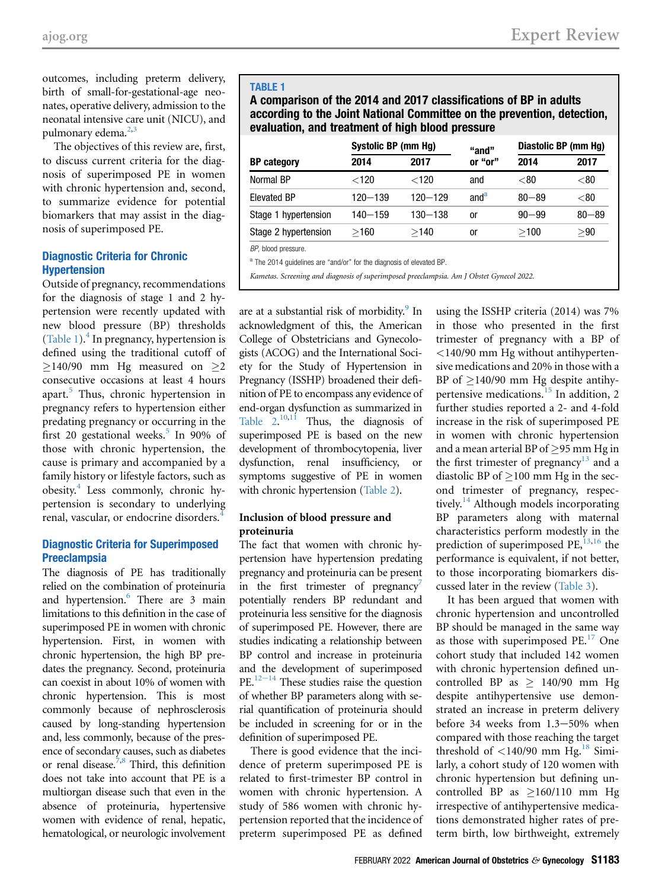outcomes, including preterm delivery, birth of small-for-gestational-age neonates, operative delivery, admission to the neonatal intensive care unit (NICU), and pulmonary edema.[2,3]

The objectives of this review are, first, to discuss current criteria for the diagnosis of superimposed PE in women with chronic hypertension and, second, to summarize evidence for potential biomarkers that may assist in the diagnosis of superimposed PE.

## Diagnostic Criteria for Chronic Hypertension

Outside of pregnancy, recommendations for the diagnosis of stage 1 and 2 hypertension were recently updated with new blood pressure (BP) thresholds (Table 1).[4] In pregnancy, hypertension is defined using the traditional cutoff of ≥140/90 mm Hg measured on ≥2 consecutive occasions at least 4 hours apart.[5] Thus, chronic hypertension in pregnancy refers to hypertension either predating pregnancy or occurring in the first 20 gestational weeks.[5] In 90% of those with chronic hypertension, the cause is primary and accompanied by a family history or lifestyle factors, such as obesity.[4] Less commonly, chronic hypertension is secondary to underlying renal, vascular, or endocrine disorders.[4]

**TABLE 1**
**A comparison of the 2014 and 2017 classifications of BP in adults according to the Joint National Committee on the prevention, detection, evaluation, and treatment of high blood pressure**

| | Systolic BP (mm Hg) | | "and" or "or" | Diastolic BP (mm Hg) | |
|---|---|---|---|---|---|
| BP category | 2014 | 2017 | | 2014 | 2017 |
| Normal BP | <120 | <120 | and | <80 | <80 |
| Elevated BP | 120–139 | 120–129 | and[a] | 80–89 | <80 |
| Stage 1 hypertension | 140–159 | 130–138 | or | 90–99 | 80–89 |
| Stage 2 hypertension | ≥160 | ≥140 | or | ≥100 | ≥90 |

*BP*, blood pressure.

[a] The 2014 guidelines are "and/or" for the diagnosis of elevated BP.

*Kametas. Screening and diagnosis of superimposed preeclampsia. Am J Obstet Gynecol 2022.*

## Diagnostic Criteria for Superimposed Preeclampsia

The diagnosis of PE has traditionally relied on the combination of proteinuria and hypertension.[6] There are 3 main limitations to this definition in the case of superimposed PE in women with chronic hypertension. First, in women with chronic hypertension, the high BP predates the pregnancy. Second, proteinuria can coexist in about 10% of women with chronic hypertension. This is most commonly because of nephrosclerosis caused by long-standing hypertension and, less commonly, because of the presence of secondary causes, such as diabetes or renal disease.[7,8] Third, this definition does not take into account that PE is a multiorgan disease such that even in the absence of proteinuria, hypertensive women with evidence of renal, hepatic, hematological, or neurologic involvement are at a substantial risk of morbidity.[9] In acknowledgment of this, the American College of Obstetricians and Gynecologists (ACOG) and the International Society for the Study of Hypertension in Pregnancy (ISSHP) broadened their definition of PE to encompass any evidence of end-organ dysfunction as summarized in Table 2.[10,11] Thus, the diagnosis of superimposed PE is based on the new development of thrombocytopenia, liver dysfunction, renal insufficiency, or symptoms suggestive of PE in women with chronic hypertension (Table 2).

### Inclusion of blood pressure and proteinuria

The fact that women with chronic hypertension have hypertension predating pregnancy and proteinuria can be present in the first trimester of pregnancy[7] potentially renders BP redundant and proteinuria less sensitive for the diagnosis of superimposed PE. However, there are studies indicating a relationship between BP control and increase in proteinuria and the development of superimposed PE.[12–14] These studies raise the question of whether BP parameters along with serial quantification of proteinuria should be included in screening for or in the definition of superimposed PE.

There is good evidence that the incidence of preterm superimposed PE is related to first-trimester BP control in women with chronic hypertension. A study of 586 women with chronic hypertension reported that the incidence of preterm superimposed PE as defined using the ISSHP criteria (2014) was 7% in those who presented in the first trimester of pregnancy with a BP of <140/90 mm Hg without antihypertensive medications and 20% in those with a BP of ≥140/90 mm Hg despite antihypertensive medications.[15] In addition, 2 further studies reported a 2- and 4-fold increase in the risk of superimposed PE in women with chronic hypertension and a mean arterial BP of ≥95 mm Hg in the first trimester of pregnancy[13] and a diastolic BP of ≥100 mm Hg in the second trimester of pregnancy, respectively.[14] Although models incorporating BP parameters along with maternal characteristics perform modestly in the prediction of superimposed PE,[13,16] the performance is equivalent, if not better, to those incorporating biomarkers discussed later in the review (Table 3).

It has been argued that women with chronic hypertension and uncontrolled BP should be managed in the same way as those with superimposed PE.[17] One cohort study that included 142 women with chronic hypertension defined uncontrolled BP as ≥ 140/90 mm Hg despite antihypertensive use demonstrated an increase in preterm delivery before 34 weeks from 1.3–50% when compared with those reaching the target threshold of <140/90 mm Hg.[18] Similarly, a cohort study of 120 women with chronic hypertension but defining uncontrolled BP as ≥160/110 mm Hg irrespective of antihypertensive medications demonstrated higher rates of preterm birth, low birthweight, extremely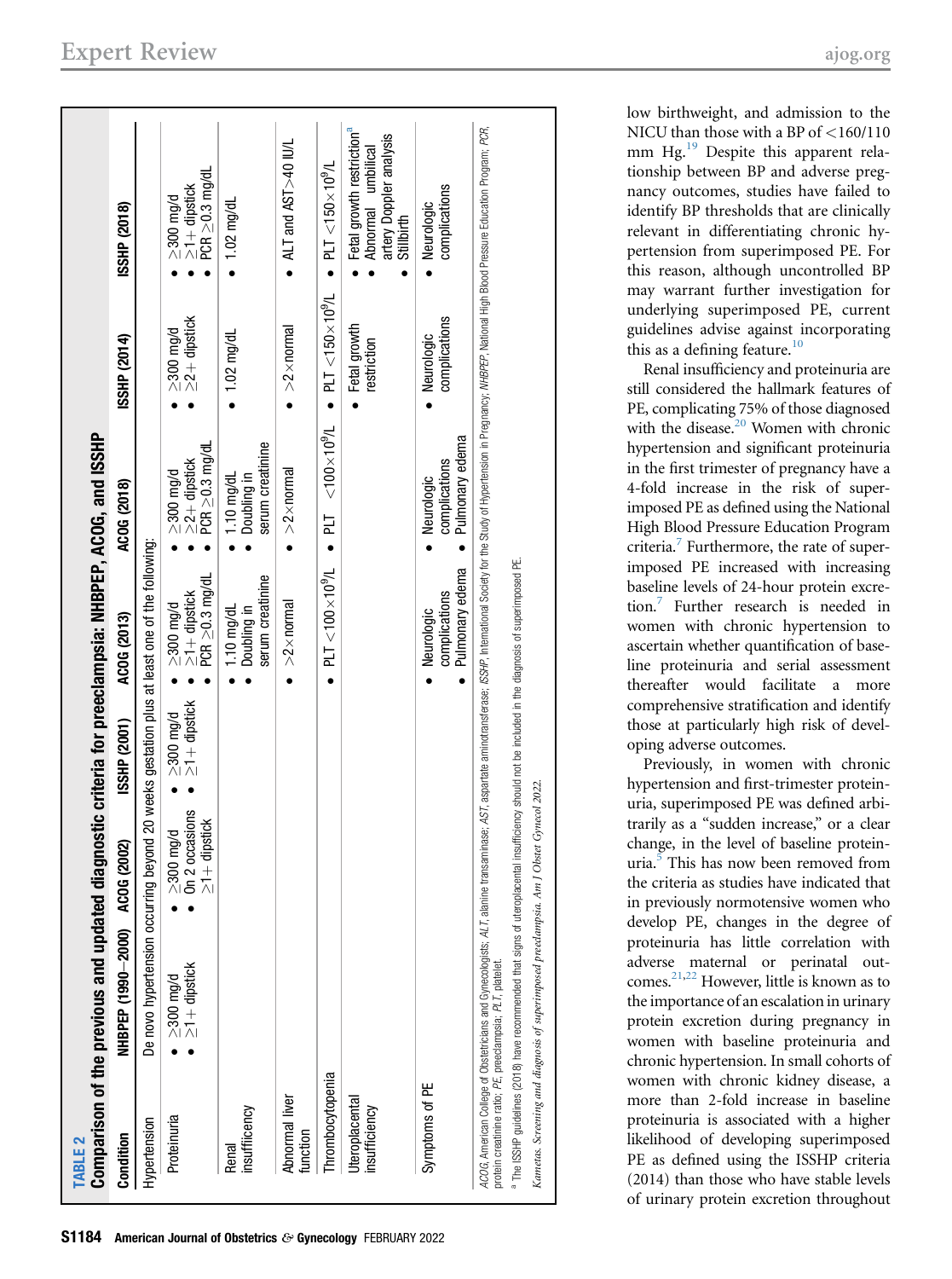**TABLE 2**

**Comparison of the previous and updated diagnostic criteria for preeclampsia: NHBPEP, ACOG, and ISSHP**

| Condition | NHBPEP (1990–2000) | ACOG (2002) | ISSHP (2001) | ACOG (2013) | ACOG (2018) | ISSHP (2014) | ISSHP (2018) |
|---|---|---|---|---|---|---|---|
| Hypertension | De novo hypertension occurring beyond 20 weeks gestation plus at least one of the following: | | | | | | |
| Proteinuria | • ≥300 mg/d<br>• ≥1+ dipstick | • ≥300 mg/d<br>• On 2 occasions ≥1+ dipstick | • ≥300 mg/d<br>• ≥1+ dipstick | • ≥300 mg/d<br>• ≥1+ dipstick<br>• PCR ≥0.3 mg/dL | • ≥300 mg/d<br>• ≥2+ dipstick<br>• PCR ≥0.3 mg/dL | • ≥300 mg/d<br>• ≥2+ dipstick | • ≥300 mg/d<br>• ≥1+ dipstick<br>• PCR ≥0.3 mg/dL |
| Renal insufficiency | | | | • 1.10 mg/dL<br>• Doubling in serum creatinine | • 1.10 mg/dL<br>• Doubling in serum creatinine | • 1.02 mg/dL | • 1.02 mg/dL |
| Abnormal liver function | | | | • >2×normal | • >2×normal | • >2×normal | • ALT and AST>40 IU/L |
| Thrombocytopenia | | | | • PLT <100×10⁹/L | • PLT <100×10⁹/L | • PLT <150×10⁹/L | • PLT <150×10⁹/L |
| Uteroplacental insufficiency | | | | | | • Fetal growth restriction | • Fetal growth restriction[a]<br>• Abnormal umbilical artery Doppler analysis<br>• Stillbirth |
| Symptoms of PE | | | | • Neurologic complications<br>• Pulmonary edema | • Neurologic complications<br>• Pulmonary edema | • Neurologic complications | • Neurologic complications |

*ACOG*, American College of Obstetricians and Gynecologists; *ALT*, alanine transaminase; *AST*, aspartate aminotransferase; *ISSHP*, International Society for the Study of Hypertension in Pregnancy; *NHBPEP*, National High Blood Pressure Education Program; *PCR*, protein creatinine ratio; *PE*, preeclampsia; *PLT*, platelet.

[a] The ISSHP guidelines (2018) have recommended that signs of uteroplacental insufficiency should not be included in the diagnosis of superimposed PE.

*Kametas. Screening and diagnosis of superimposed preeclampsia. Am J Obstet Gynecol 2022.*

low birthweight, and admission to the NICU than those with a BP of <160/110 mm Hg.[19] Despite this apparent relationship between BP and adverse pregnancy outcomes, studies have failed to identify BP thresholds that are clinically relevant in differentiating chronic hypertension from superimposed PE. For this reason, although uncontrolled BP may warrant further investigation for underlying superimposed PE, current guidelines advise against incorporating this as a defining feature.[10]

Renal insufficiency and proteinuria are still considered the hallmark features of PE, complicating 75% of those diagnosed with the disease.[20] Women with chronic hypertension and significant proteinuria in the first trimester of pregnancy have a 4-fold increase in the risk of superimposed PE as defined using the National High Blood Pressure Education Program criteria.[7] Furthermore, the rate of superimposed PE increased with increasing baseline levels of 24-hour protein excretion.[7] Further research is needed in women with chronic hypertension to ascertain whether quantification of baseline proteinuria and serial assessment thereafter would facilitate a more comprehensive stratification and identify those at particularly high risk of developing adverse outcomes.

Previously, in women with chronic hypertension and first-trimester proteinuria, superimposed PE was defined arbitrarily as a "sudden increase," or a clear change, in the level of baseline proteinuria.[5] This has now been removed from the criteria as studies have indicated that in previously normotensive women who develop PE, changes in the degree of proteinuria has little correlation with adverse maternal or perinatal outcomes.[21,22] However, little is known as to the importance of an escalation in urinary protein excretion during pregnancy in women with baseline proteinuria and chronic hypertension. In small cohorts of women with chronic kidney disease, a more than 2-fold increase in baseline proteinuria is associated with a higher likelihood of developing superimposed PE as defined using the ISSHP criteria (2014) than those who have stable levels of urinary protein excretion throughout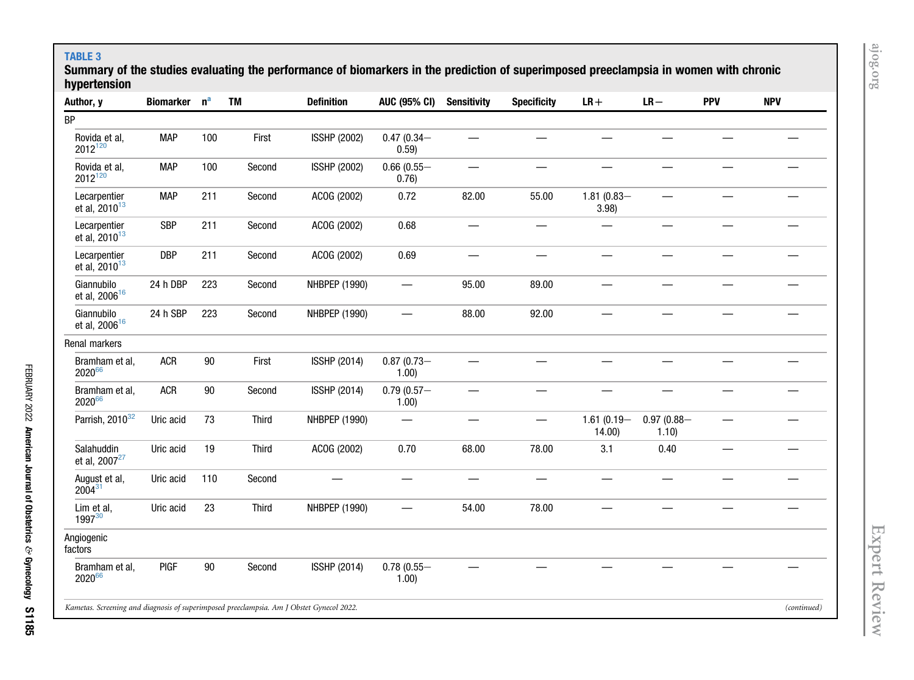**TABLE 3**

**Summary of the studies evaluating the performance of biomarkers in the prediction of superimposed preeclampsia in women with chronic hypertension**

| Author, y | Biomarker | n[a] | TM | Definition | AUC (95% CI) | Sensitivity | Specificity | LR+ | LR− | PPV | NPV |
|---|---|---|---|---|---|---|---|---|---|---|---|
| BP | | | | | | | | | | | |
| Rovida et al, 2012[120] | MAP | 100 | First | ISSHP (2002) | 0.47 (0.34–0.59) | — | — | — | — | — | — |
| Rovida et al, 2012[120] | MAP | 100 | Second | ISSHP (2002) | 0.66 (0.55–0.76) | — | — | — | — | — | — |
| Lecarpentier et al, 2010[13] | MAP | 211 | Second | ACOG (2002) | 0.72 | 82.00 | 55.00 | 1.81 (0.83–3.98) | — | — | — |
| Lecarpentier et al, 2010[13] | SBP | 211 | Second | ACOG (2002) | 0.68 | — | — | — | — | — | — |
| Lecarpentier et al, 2010[13] | DBP | 211 | Second | ACOG (2002) | 0.69 | — | — | — | — | — | — |
| Giannubilo et al, 2006[16] | 24 h DBP | 223 | Second | NHBPEP (1990) | — | 95.00 | 89.00 | — | — | — | — |
| Giannubilo et al, 2006[16] | 24 h SBP | 223 | Second | NHBPEP (1990) | — | 88.00 | 92.00 | — | — | — | — |
| Renal markers | | | | | | | | | | | |
| Bramham et al, 2020[66] | ACR | 90 | First | ISSHP (2014) | 0.87 (0.73–1.00) | — | — | — | — | — | — |
| Bramham et al, 2020[66] | ACR | 90 | Second | ISSHP (2014) | 0.79 (0.57–1.00) | — | — | — | — | — | — |
| Parrish, 2010[32] | Uric acid | 73 | Third | NHBPEP (1990) | — | — | — | 1.61 (0.19–14.00) | 0.97 (0.88–1.10) | — | — |
| Salahuddin et al, 2007[27] | Uric acid | 19 | Third | ACOG (2002) | 0.70 | 68.00 | 78.00 | 3.1 | 0.40 | — | — |
| August et al, 2004[31] | Uric acid | 110 | Second | — | — | — | — | — | — | — | — |
| Lim et al, 1997[30] | Uric acid | 23 | Third | NHBPEP (1990) | — | 54.00 | 78.00 | — | — | — | — |
| Angiogenic factors | | | | | | | | | | | |
| Bramham et al, 2020[66] | PlGF | 90 | Second | ISSHP (2014) | 0.78 (0.55–1.00) | — | — | — | — | — | — |

*Kametas. Screening and diagnosis of superimposed preeclampsia. Am J Obstet Gynecol 2022.* *(continued)*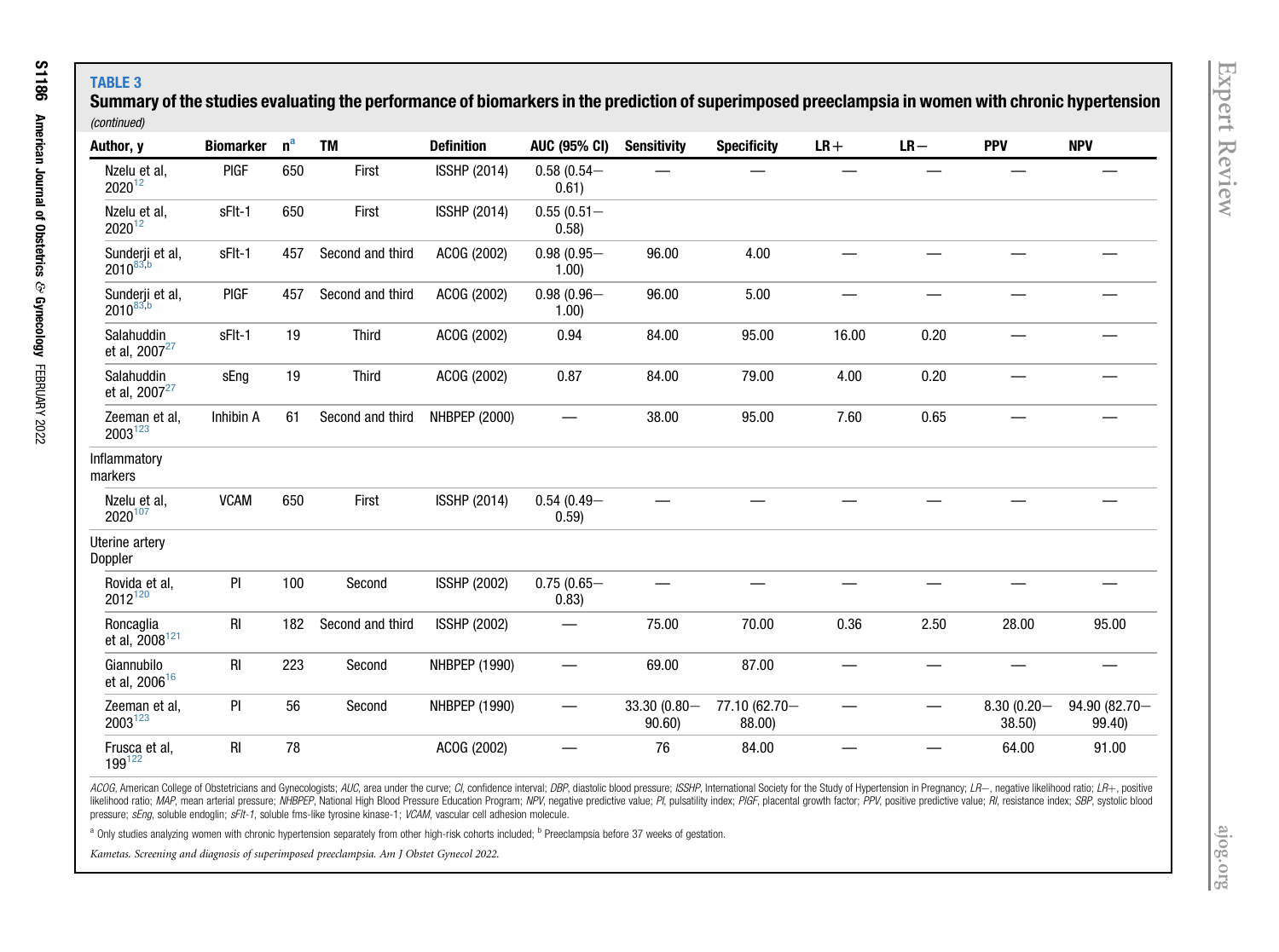**TABLE 3**

**Summary of the studies evaluating the performance of biomarkers in the prediction of superimposed preeclampsia in women with chronic hypertension** *(continued)*

| Author, y | Biomarker | n[a] | TM | Definition | AUC (95% CI) | Sensitivity | Specificity | LR+ | LR− | PPV | NPV |
|---|---|---|---|---|---|---|---|---|---|---|---|
| Nzelu et al, 2020[12] | PlGF | 650 | First | ISSHP (2014) | 0.58 (0.54–0.61) | — | — | — | — | — | — |
| Nzelu et al, 2020[12] | sFlt-1 | 650 | First | ISSHP (2014) | 0.55 (0.51–0.58) | | | | | | |
| Sunderji et al, 2010[83,b] | sFlt-1 | 457 | Second and third | ACOG (2002) | 0.98 (0.95–1.00) | 96.00 | 4.00 | — | — | — | — |
| Sunderji et al, 2010[83,b] | PlGF | 457 | Second and third | ACOG (2002) | 0.98 (0.96–1.00) | 96.00 | 5.00 | — | — | — | — |
| Salahuddin et al, 2007[27] | sFlt-1 | 19 | Third | ACOG (2002) | 0.94 | 84.00 | 95.00 | 16.00 | 0.20 | — | — |
| Salahuddin et al, 2007[27] | sEng | 19 | Third | ACOG (2002) | 0.87 | 84.00 | 79.00 | 4.00 | 0.20 | — | — |
| Zeeman et al, 2003[123] | Inhibin A | 61 | Second and third | NHBPEP (2000) | — | 38.00 | 95.00 | 7.60 | 0.65 | — | — |
| Inflammatory markers | | | | | | | | | | | |
| Nzelu et al, 2020[107] | VCAM | 650 | First | ISSHP (2014) | 0.54 (0.49–0.59) | — | — | — | — | — | — |
| Uterine artery Doppler | | | | | | | | | | | |
| Rovida et al, 2012[120] | PI | 100 | Second | ISSHP (2002) | 0.75 (0.65–0.83) | — | — | — | — | — | — |
| Roncaglia et al, 2008[121] | RI | 182 | Second and third | ISSHP (2002) | — | 75.00 | 70.00 | 0.36 | 2.50 | 28.00 | 95.00 |
| Giannubilo et al, 2006[16] | RI | 223 | Second | NHBPEP (1990) | — | 69.00 | 87.00 | — | — | — | — |
| Zeeman et al, 2003[123] | PI | 56 | Second | NHBPEP (1990) | — | 33.30 (0.80–90.60) | 77.10 (62.70–88.00) | — | — | 8.30 (0.20–38.50) | 94.90 (82.70–99.40) |
| Frusca et al, 199[122] | RI | 78 | | ACOG (2002) | — | 76 | 84.00 | — | — | 64.00 | 91.00 |

*ACOG*, American College of Obstetricians and Gynecologists; *AUC*, area under the curve; *CI*, confidence interval; *DBP*, diastolic blood pressure; *ISSHP*, International Society for the Study of Hypertension in Pregnancy; *LR−*, negative likelihood ratio; *LR+*, positive likelihood ratio; *MAP*, mean arterial pressure; *NHBPEP*, National High Blood Pressure Education Program; *NPV*, negative predictive value; *PI*, pulsatility index; *PlGF*, placental growth factor; *PPV*, positive predictive value; *RI*, resistance index; *SBP*, systolic blood pressure; *sEng*, soluble endoglin; *sFlt-1*, soluble fms-like tyrosine kinase-1; *VCAM*, vascular cell adhesion molecule.

[a] Only studies analyzing women with chronic hypertension separately from other high-risk cohorts included; [b] Preeclampsia before 37 weeks of gestation.

*Kametas. Screening and diagnosis of superimposed preeclampsia. Am J Obstet Gynecol 2022.*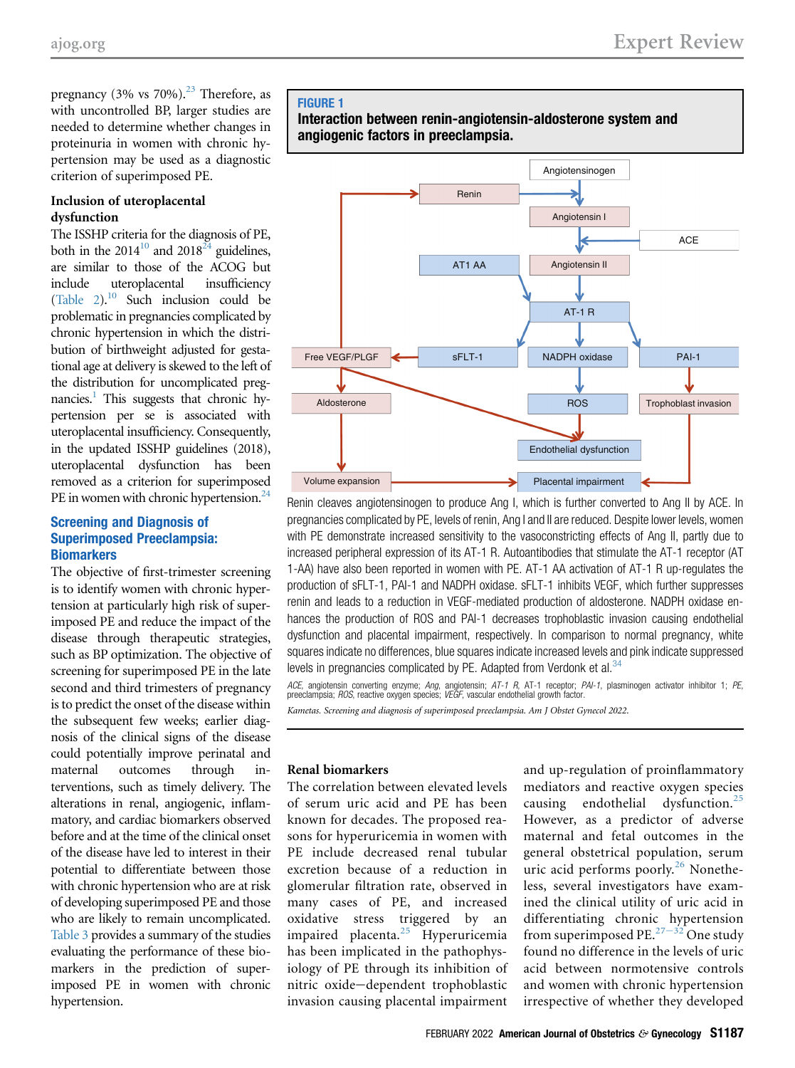pregnancy (3% vs 70%).[23] Therefore, as with uncontrolled BP, larger studies are needed to determine whether changes in proteinuria in women with chronic hypertension may be used as a diagnostic criterion of superimposed PE.

### Inclusion of uteroplacental dysfunction

The ISSHP criteria for the diagnosis of PE, both in the 2014[10] and 2018[24] guidelines, are similar to those of the ACOG but include uteroplacental insufficiency (Table 2).[10] Such inclusion could be problematic in pregnancies complicated by chronic hypertension in which the distribution of birthweight adjusted for gestational age at delivery is skewed to the left of the distribution for uncomplicated pregnancies.[1] This suggests that chronic hypertension per se is associated with uteroplacental insufficiency. Consequently, in the updated ISSHP guidelines (2018), uteroplacental dysfunction has been removed as a criterion for superimposed PE in women with chronic hypertension.[24]

**FIGURE 1**
**Interaction between renin-angiotensin-aldosterone system and angiogenic factors in preeclampsia.**

Renin cleaves angiotensinogen to produce Ang I, which is further converted to Ang II by ACE. In pregnancies complicated by PE, levels of renin, Ang I and II are reduced. Despite lower levels, women with PE demonstrate increased sensitivity to the vasoconstricting effects of Ang II, partly due to increased peripheral expression of its AT-1 R. Autoantibodies that stimulate the AT-1 receptor (AT 1-AA) have also been reported in women with PE. AT-1 AA activation of AT-1 R up-regulates the production of sFLT-1, PAI-1 and NADPH oxidase. sFLT-1 inhibits VEGF, which further suppresses renin and leads to a reduction in VEGF-mediated production of aldosterone. NADPH oxidase enhances the production of ROS and PAI-1 decreases trophoblastic invasion causing endothelial dysfunction and placental impairment, respectively. In comparison to normal pregnancy, white squares indicate no differences, blue squares indicate increased levels and pink indicate suppressed levels in pregnancies complicated by PE. Adapted from Verdonk et al.[34]

*ACE*, angiotensin converting enzyme; *Ang*, angiotensin; *AT-1 R*, AT-1 receptor; *PAI-1*, plasminogen activator inhibitor 1; *PE*, preeclampsia; *ROS*, reactive oxygen species; *VEGF*, vascular endothelial growth factor.

*Kametas. Screening and diagnosis of superimposed preeclampsia. Am J Obstet Gynecol 2022.*

## Screening and Diagnosis of Superimposed Preeclampsia: Biomarkers

The objective of first-trimester screening is to identify women with chronic hypertension at particularly high risk of superimposed PE and reduce the impact of the disease through therapeutic strategies, such as BP optimization. The objective of screening for superimposed PE in the late second and third trimesters of pregnancy is to predict the onset of the disease within the subsequent few weeks; earlier diagnosis of the clinical signs of the disease could potentially improve perinatal and maternal outcomes through interventions, such as timely delivery. The alterations in renal, angiogenic, inflammatory, and cardiac biomarkers observed before and at the time of the clinical onset of the disease have led to interest in their potential to differentiate between those with chronic hypertension who are at risk of developing superimposed PE and those who are likely to remain uncomplicated. Table 3 provides a summary of the studies evaluating the performance of these biomarkers in the prediction of superimposed PE in women with chronic hypertension.

### Renal biomarkers

The correlation between elevated levels of serum uric acid and PE has been known for decades. The proposed reasons for hyperuricemia in women with PE include decreased renal tubular excretion because of a reduction in glomerular filtration rate, observed in many cases of PE, and increased oxidative stress triggered by an impaired placenta.[25] Hyperuricemia has been implicated in the pathophysiology of PE through its inhibition of nitric oxide–dependent trophoblastic invasion causing placental impairment and up-regulation of proinflammatory mediators and reactive oxygen species causing endothelial dysfunction.[25] However, as a predictor of adverse maternal and fetal outcomes in the general obstetrical population, serum uric acid performs poorly.[26] Nonetheless, several investigators have examined the clinical utility of uric acid in differentiating chronic hypertension from superimposed PE.[27–32] One study found no difference in the levels of uric acid between normotensive controls and women with chronic hypertension irrespective of whether they developed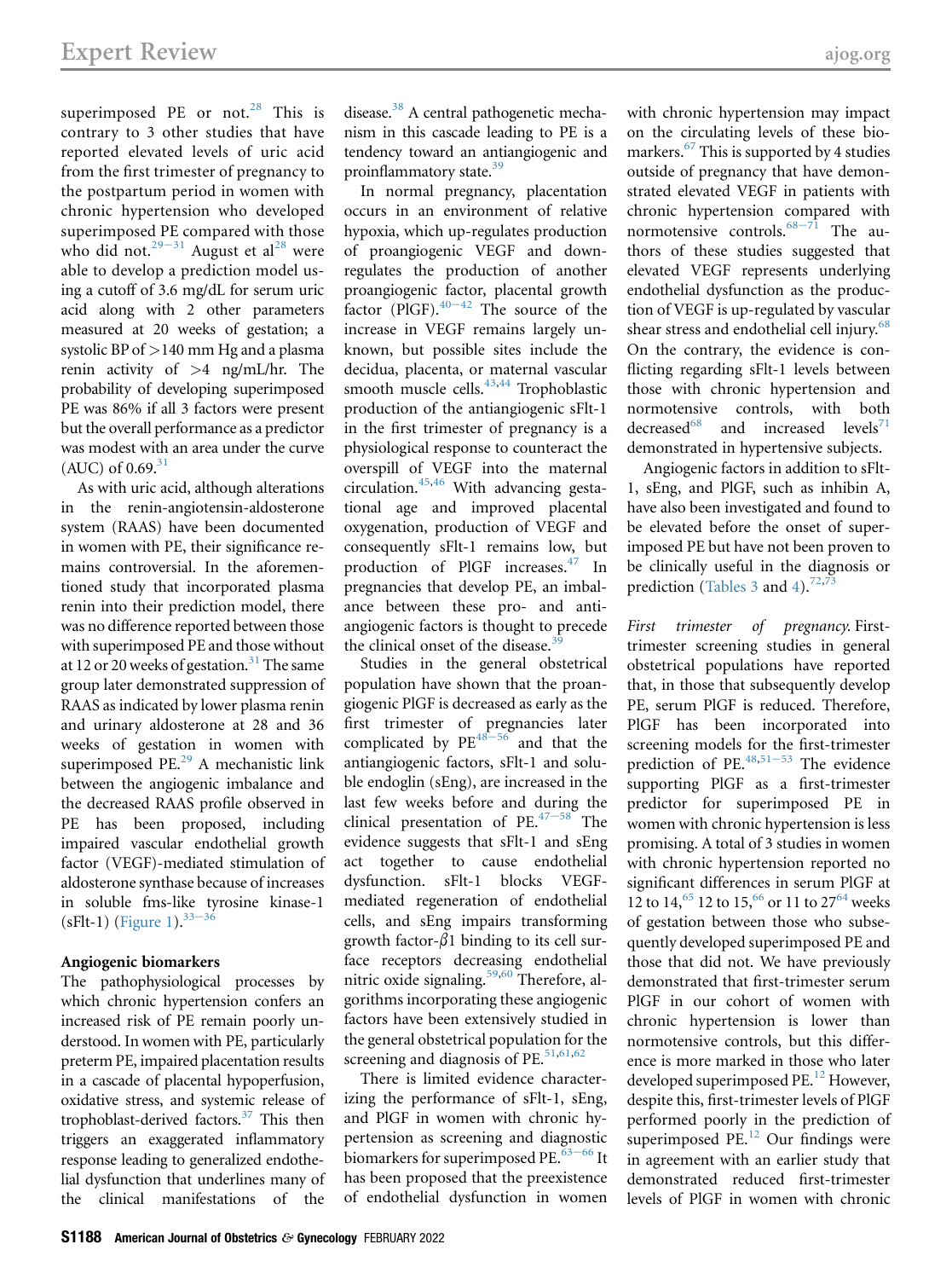superimposed PE or not.[28] This is contrary to 3 other studies that have reported elevated levels of uric acid from the first trimester of pregnancy to the postpartum period in women with chronic hypertension who developed superimposed PE compared with those who did not.[29–31] August et al[28] were able to develop a prediction model using a cutoff of 3.6 mg/dL for serum uric acid along with 2 other parameters measured at 20 weeks of gestation; a systolic BP of >140 mm Hg and a plasma renin activity of >4 ng/mL/hr. The probability of developing superimposed PE was 86% if all 3 factors were present but the overall performance as a predictor was modest with an area under the curve (AUC) of 0.69.[31]

As with uric acid, although alterations in the renin-angiotensin-aldosterone system (RAAS) have been documented in women with PE, their significance remains controversial. In the aforementioned study that incorporated plasma renin into their prediction model, there was no difference reported between those with superimposed PE and those without at 12 or 20 weeks of gestation.[31] The same group later demonstrated suppression of RAAS as indicated by lower plasma renin and urinary aldosterone at 28 and 36 weeks of gestation in women with superimposed PE.[29] A mechanistic link between the angiogenic imbalance and the decreased RAAS profile observed in PE has been proposed, including impaired vascular endothelial growth factor (VEGF)-mediated stimulation of aldosterone synthase because of increases in soluble fms-like tyrosine kinase-1 (sFlt-1) (Figure 1).[33–36]

### Angiogenic biomarkers

The pathophysiological processes by which chronic hypertension confers an increased risk of PE remain poorly understood. In women with PE, particularly preterm PE, impaired placentation results in a cascade of placental hypoperfusion, oxidative stress, and systemic release of trophoblast-derived factors.[37] This then triggers an exaggerated inflammatory response leading to generalized endothelial dysfunction that underlines many of the clinical manifestations of the disease.[38] A central pathogenetic mechanism in this cascade leading to PE is a tendency toward an antiangiogenic and proinflammatory state.[39]

In normal pregnancy, placentation occurs in an environment of relative hypoxia, which up-regulates production of proangiogenic VEGF and down-regulates the production of another proangiogenic factor, placental growth factor (PlGF).[40–42] The source of the increase in VEGF remains largely unknown, but possible sites include the decidua, placenta, or maternal vascular smooth muscle cells.[43,44] Trophoblastic production of the antiangiogenic sFlt-1 in the first trimester of pregnancy is a physiological response to counteract the overspill of VEGF into the maternal circulation.[45,46] With advancing gestational age and improved placental oxygenation, production of VEGF and consequently sFlt-1 remains low, but production of PlGF increases.[47] In pregnancies that develop PE, an imbalance between these pro- and antiangiogenic factors is thought to precede the clinical onset of the disease.[39]

Studies in the general obstetrical population have shown that the proangiogenic PlGF is decreased as early as the first trimester of pregnancies later complicated by PE[48–56] and that the antiangiogenic factors, sFlt-1 and soluble endoglin (sEng), are increased in the last few weeks before and during the clinical presentation of PE.[47–58] The evidence suggests that sFlt-1 and sEng act together to cause endothelial dysfunction. sFlt-1 blocks VEGF-mediated regeneration of endothelial cells, and sEng impairs transforming growth factor-$\beta$1 binding to its cell surface receptors decreasing endothelial nitric oxide signaling.[59,60] Therefore, algorithms incorporating these angiogenic factors have been extensively studied in the general obstetrical population for the screening and diagnosis of PE.[51,61,62]

There is limited evidence characterizing the performance of sFlt-1, sEng, and PlGF in women with chronic hypertension as screening and diagnostic biomarkers for superimposed PE.[63–66] It has been proposed that the preexistence of endothelial dysfunction in women with chronic hypertension may impact on the circulating levels of these biomarkers.[67] This is supported by 4 studies outside of pregnancy that have demonstrated elevated VEGF in patients with chronic hypertension compared with normotensive controls.[68–71] The authors of these studies suggested that elevated VEGF represents underlying endothelial dysfunction as the production of VEGF is up-regulated by vascular shear stress and endothelial cell injury.[68] On the contrary, the evidence is conflicting regarding sFlt-1 levels between those with chronic hypertension and normotensive controls, with both decreased[68] and increased levels[71] demonstrated in hypertensive subjects.

Angiogenic factors in addition to sFlt-1, sEng, and PlGF, such as inhibin A, have also been investigated and found to be elevated before the onset of superimposed PE but have not been proven to be clinically useful in the diagnosis or prediction (Tables 3 and 4).[72,73]

*First trimester of pregnancy.* First-trimester screening studies in general obstetrical populations have reported that, in those that subsequently develop PE, serum PlGF is reduced. Therefore, PlGF has been incorporated into screening models for the first-trimester prediction of PE.[48,51–53] The evidence supporting PlGF as a first-trimester predictor for superimposed PE in women with chronic hypertension is less promising. A total of 3 studies in women with chronic hypertension reported no significant differences in serum PlGF at 12 to 14,[65] 12 to 15,[66] or 11 to 27[64] weeks of gestation between those who subsequently developed superimposed PE and those that did not. We have previously demonstrated that first-trimester serum PlGF in our cohort of women with chronic hypertension is lower than normotensive controls, but this difference is more marked in those who later developed superimposed PE.[12] However, despite this, first-trimester levels of PlGF performed poorly in the prediction of superimposed PE.[12] Our findings were in agreement with an earlier study that demonstrated reduced first-trimester levels of PlGF in women with chronic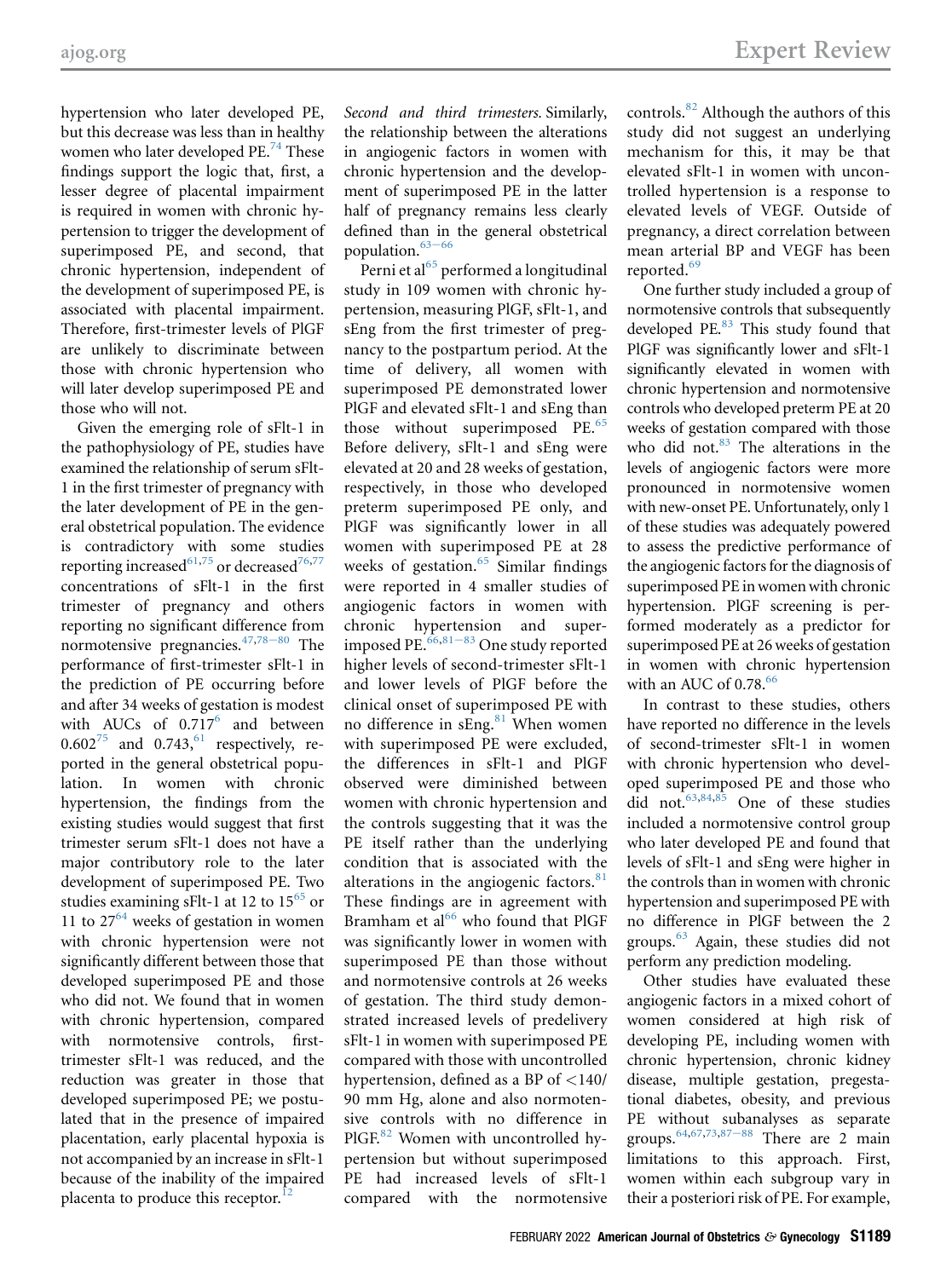hypertension who later developed PE, but this decrease was less than in healthy women who later developed PE.[74] These findings support the logic that, first, a lesser degree of placental impairment is required in women with chronic hypertension to trigger the development of superimposed PE, and second, that chronic hypertension, independent of the development of superimposed PE, is associated with placental impairment. Therefore, first-trimester levels of PlGF are unlikely to discriminate between those with chronic hypertension who will later develop superimposed PE and those who will not.

Given the emerging role of sFlt-1 in the pathophysiology of PE, studies have examined the relationship of serum sFlt-1 in the first trimester of pregnancy with the later development of PE in the general obstetrical population. The evidence is contradictory with some studies reporting increased[61,75] or decreased[76,77] concentrations of sFlt-1 in the first trimester of pregnancy and others reporting no significant difference from normotensive pregnancies.[47,78–80] The performance of first-trimester sFlt-1 in the prediction of PE occurring before and after 34 weeks of gestation is modest with AUCs of 0.717[6] and between 0.602[75] and 0.743,[61] respectively, reported in the general obstetrical population. In women with chronic hypertension, the findings from the existing studies would suggest that first trimester serum sFlt-1 does not have a major contributory role to the later development of superimposed PE. Two studies examining sFlt-1 at 12 to 15[65] or 11 to 27[64] weeks of gestation in women with chronic hypertension were not significantly different between those that developed superimposed PE and those who did not. We found that in women with chronic hypertension, compared with normotensive controls, first-trimester sFlt-1 was reduced, and the reduction was greater in those that developed superimposed PE; we postulated that in the presence of impaired placentation, early placental hypoxia is not accompanied by an increase in sFlt-1 because of the inability of the impaired placenta to produce this receptor.[12]

*Second and third trimesters.* Similarly, the relationship between the alterations in angiogenic factors in women with chronic hypertension and the development of superimposed PE in the latter half of pregnancy remains less clearly defined than in the general obstetrical population.[63–66]

Perni et al[65] performed a longitudinal study in 109 women with chronic hypertension, measuring PlGF, sFlt-1, and sEng from the first trimester of pregnancy to the postpartum period. At the time of delivery, all women with superimposed PE demonstrated lower PlGF and elevated sFlt-1 and sEng than those without superimposed PE.[65] Before delivery, sFlt-1 and sEng were elevated at 20 and 28 weeks of gestation, respectively, in those who developed preterm superimposed PE only, and PlGF was significantly lower in all women with superimposed PE at 28 weeks of gestation.[65] Similar findings were reported in 4 smaller studies of angiogenic factors in women with chronic hypertension and superimposed PE.[66,81–83] One study reported higher levels of second-trimester sFlt-1 and lower levels of PlGF before the clinical onset of superimposed PE with no difference in sEng.[81] When women with superimposed PE were excluded, the differences in sFlt-1 and PlGF observed were diminished between women with chronic hypertension and the controls suggesting that it was the PE itself rather than the underlying condition that is associated with the alterations in the angiogenic factors.[81] These findings are in agreement with Bramham et al[66] who found that PlGF was significantly lower in women with superimposed PE than those without and normotensive controls at 26 weeks of gestation. The third study demonstrated increased levels of predelivery sFlt-1 in women with superimposed PE compared with those with uncontrolled hypertension, defined as a BP of <140/90 mm Hg, alone and also normotensive controls with no difference in PlGF.[82] Women with uncontrolled hypertension but without superimposed PE had increased levels of sFlt-1 compared with the normotensive controls.[82] Although the authors of this study did not suggest an underlying mechanism for this, it may be that elevated sFlt-1 in women with uncontrolled hypertension is a response to elevated levels of VEGF. Outside of pregnancy, a direct correlation between mean arterial BP and VEGF has been reported.[69]

One further study included a group of normotensive controls that subsequently developed PE.[83] This study found that PlGF was significantly lower and sFlt-1 significantly elevated in women with chronic hypertension and normotensive controls who developed preterm PE at 20 weeks of gestation compared with those who did not.[83] The alterations in the levels of angiogenic factors were more pronounced in normotensive women with new-onset PE. Unfortunately, only 1 of these studies was adequately powered to assess the predictive performance of the angiogenic factors for the diagnosis of superimposed PE in women with chronic hypertension. PlGF screening is performed moderately as a predictor for superimposed PE at 26 weeks of gestation in women with chronic hypertension with an AUC of 0.78.[66]

In contrast to these studies, others have reported no difference in the levels of second-trimester sFlt-1 in women with chronic hypertension who developed superimposed PE and those who did not.[63,84,85] One of these studies included a normotensive control group who later developed PE and found that levels of sFlt-1 and sEng were higher in the controls than in women with chronic hypertension and superimposed PE with no difference in PlGF between the 2 groups.[63] Again, these studies did not perform any prediction modeling.

Other studies have evaluated these angiogenic factors in a mixed cohort of women considered at high risk of developing PE, including women with chronic hypertension, chronic kidney disease, multiple gestation, pregestational diabetes, obesity, and previous PE without subanalyses as separate groups.[64,67,73,87–88] There are 2 main limitations to this approach. First, women within each subgroup vary in their a posteriori risk of PE. For example,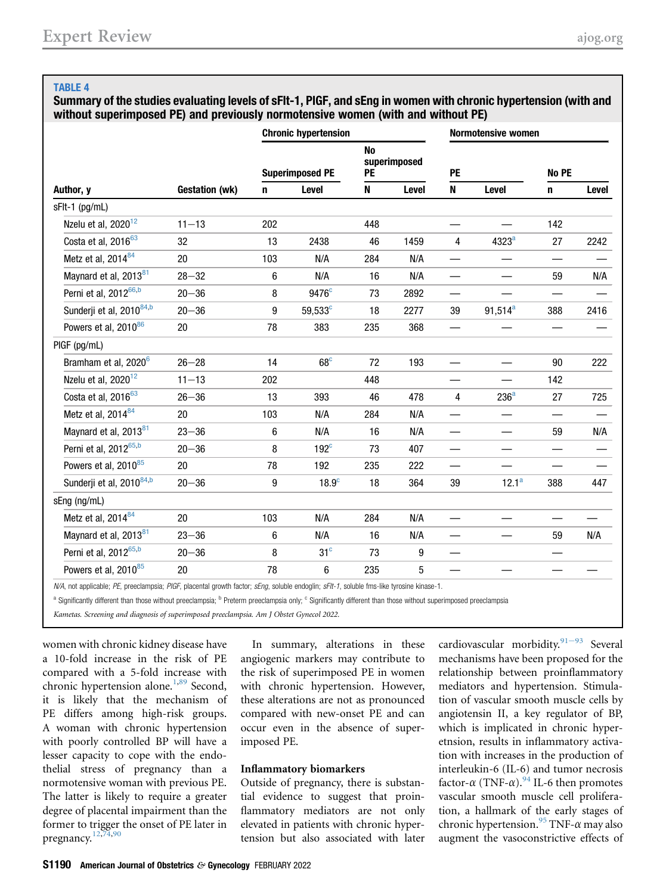**TABLE 4**

**Summary of the studies evaluating levels of sFlt-1, PlGF, and sEng in women with chronic hypertension (with and without superimposed PE) and previously normotensive women (with and without PE)**

| | | Chronic hypertension | | | | Normotensive women | | | |
|---|---|---|---|---|---|---|---|---|---|
| | | Superimposed PE | | No superimposed PE | | PE | | No PE | |
| Author, y | Gestation (wk) | n | Level | N | Level | N | Level | n | Level |
| **sFlt-1 (pg/mL)** | | | | | | | | | |
| Nzelu et al, 2020[12] | 11−13 | 202 | | 448 | | — | — | 142 | |
| Costa et al, 2016[63] | 32 | 13 | 2438 | 46 | 1459 | 4 | 4323[a] | 27 | 2242 |
| Metz et al, 2014[84] | 20 | 103 | N/A | 284 | N/A | — | — | — | — |
| Maynard et al, 2013[81] | 28−32 | 6 | N/A | 16 | N/A | — | — | 59 | N/A |
| Perni et al, 2012[66,b] | 20−36 | 8 | 9476[c] | 73 | 2892 | — | — | — | — |
| Sunderji et al, 2010[84,b] | 20−36 | 9 | 59,533[c] | 18 | 2277 | 39 | 91,514[a] | 388 | 2416 |
| Powers et al, 2010[86] | 20 | 78 | 383 | 235 | 368 | — | — | — | — |
| **PlGF (pg/mL)** | | | | | | | | | |
| Bramham et al, 2020[6] | 26−28 | 14 | 68[c] | 72 | 193 | — | — | 90 | 222 |
| Nzelu et al, 2020[12] | 11−13 | 202 | | 448 | | — | — | 142 | |
| Costa et al, 2016[63] | 26−36 | 13 | 393 | 46 | 478 | 4 | 236[a] | 27 | 725 |
| Metz et al, 2014[84] | 20 | 103 | N/A | 284 | N/A | — | — | — | — |
| Maynard et al, 2013[81] | 23−36 | 6 | N/A | 16 | N/A | — | — | 59 | N/A |
| Perni et al, 2012[65,b] | 20−36 | 8 | 192[c] | 73 | 407 | — | — | — | — |
| Powers et al, 2010[85] | 20 | 78 | 192 | 235 | 222 | — | — | — | — |
| Sunderji et al, 2010[84,b] | 20−36 | 9 | 18.9[c] | 18 | 364 | 39 | 12.1[a] | 388 | 447 |
| **sEng (ng/mL)** | | | | | | | | | |
| Metz et al, 2014[84] | 20 | 103 | N/A | 284 | N/A | — | — | — | — |
| Maynard et al, 2013[81] | 23−36 | 6 | N/A | 16 | N/A | — | — | 59 | N/A |
| Perni et al, 2012[65,b] | 20−36 | 8 | 31[c] | 73 | 9 | — | — | — | |
| Powers et al, 2010[85] | 20 | 78 | 6 | 235 | 5 | — | — | — | — |

*N/A*, not applicable; *PE*, preeclampsia; *PlGF*, placental growth factor; *sEng*, soluble endoglin; *sFlt-1*, soluble fms-like tyrosine kinase-1.

[a] Significantly different than those without preeclampsia; [b] Preterm preeclampsia only; [c] Significantly different than those without superimposed preeclampsia

*Kametas. Screening and diagnosis of superimposed preeclampsia. Am J Obstet Gynecol 2022.*

women with chronic kidney disease have a 10-fold increase in the risk of PE compared with a 5-fold increase with chronic hypertension alone.[1,89] Second, it is likely that the mechanism of PE differs among high-risk groups. A woman with chronic hypertension with poorly controlled BP will have a lesser capacity to cope with the endothelial stress of pregnancy than a normotensive woman with previous PE. The latter is likely to require a greater degree of placental impairment than the former to trigger the onset of PE later in pregnancy.[12,74,90]

In summary, alterations in these angiogenic markers may contribute to the risk of superimposed PE in women with chronic hypertension. However, these alterations are not as pronounced compared with new-onset PE and can occur even in the absence of superimposed PE.

### Inflammatory biomarkers

Outside of pregnancy, there is substantial evidence to suggest that proinflammatory mediators are not only elevated in patients with chronic hypertension but also associated with later cardiovascular morbidity.[91−93] Several mechanisms have been proposed for the relationship between proinflammatory mediators and hypertension. Stimulation of vascular smooth muscle cells by angiotensin II, a key regulator of BP, which is implicated in chronic hyperetnsion, results in inflammatory activation with increases in the production of interleukin-6 (IL-6) and tumor necrosis factor-$\alpha$ (TNF-$\alpha$).[94] IL-6 then promotes vascular smooth muscle cell proliferation, a hallmark of the early stages of chronic hypertension.[95] TNF-$\alpha$ may also augment the vasoconstrictive effects of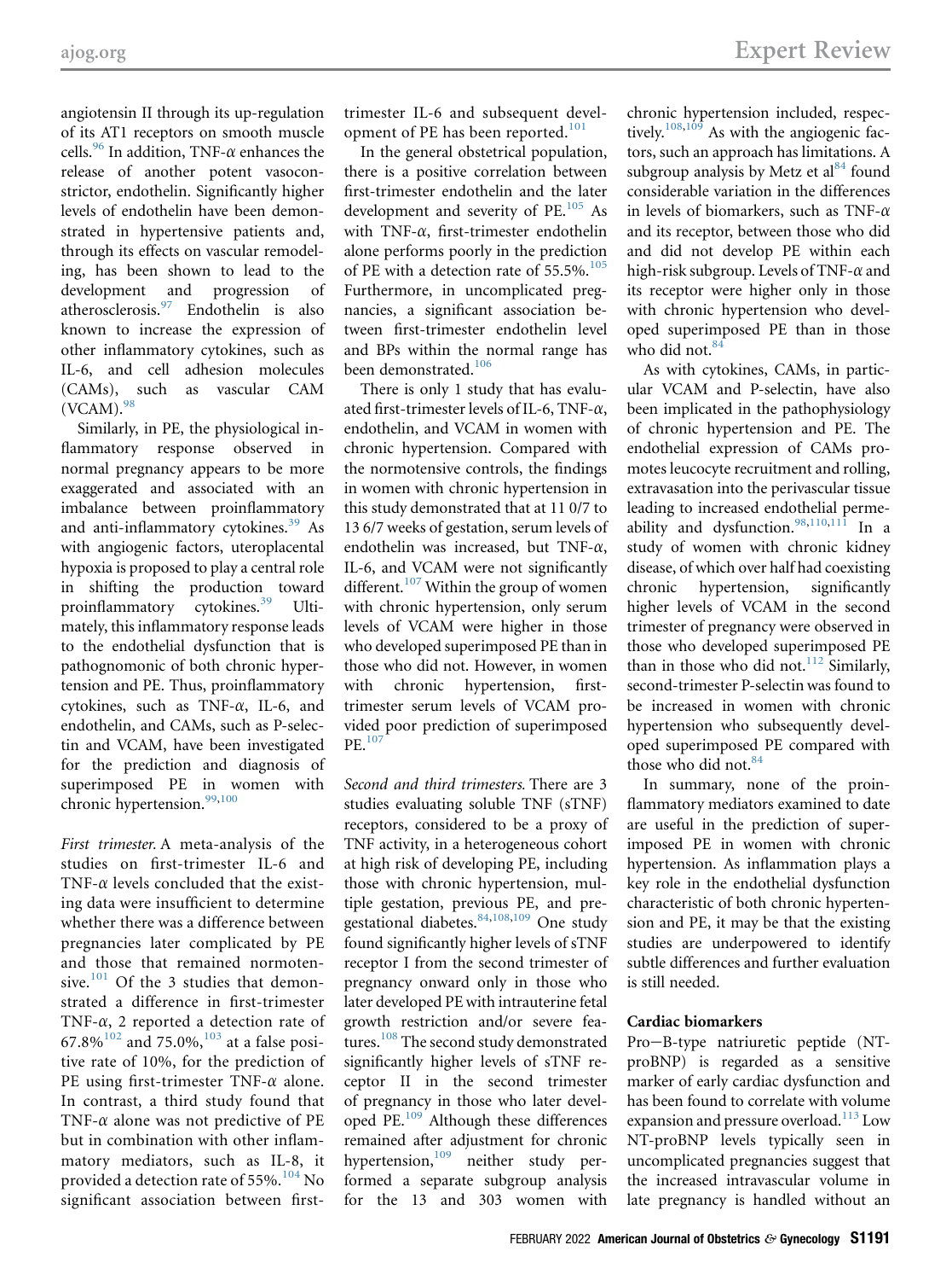angiotensin II through its up-regulation of its AT1 receptors on smooth muscle cells.[96] In addition, TNF-$\alpha$ enhances the release of another potent vasoconstrictor, endothelin. Significantly higher levels of endothelin have been demonstrated in hypertensive patients and, through its effects on vascular remodeling, has been shown to lead to the development and progression of atherosclerosis.[97] Endothelin is also known to increase the expression of other inflammatory cytokines, such as IL-6, and cell adhesion molecules (CAMs), such as vascular CAM (VCAM).[98]

Similarly, in PE, the physiological inflammatory response observed in normal pregnancy appears to be more exaggerated and associated with an imbalance between proinflammatory and anti-inflammatory cytokines.[39] As with angiogenic factors, uteroplacental hypoxia is proposed to play a central role in shifting the production toward proinflammatory cytokines.[39] Ultimately, this inflammatory response leads to the endothelial dysfunction that is pathognomonic of both chronic hypertension and PE. Thus, proinflammatory cytokines, such as TNF-$\alpha$, IL-6, and endothelin, and CAMs, such as P-selectin and VCAM, have been investigated for the prediction and diagnosis of superimposed PE in women with chronic hypertension.[99,100]

*First trimester.* A meta-analysis of the studies on first-trimester IL-6 and TNF-$\alpha$ levels concluded that the existing data were insufficient to determine whether there was a difference between pregnancies later complicated by PE and those that remained normotensive.[101] Of the 3 studies that demonstrated a difference in first-trimester TNF-$\alpha$, 2 reported a detection rate of 67.8%[102] and 75.0%,[103] at a false positive rate of 10%, for the prediction of PE using first-trimester TNF-$\alpha$ alone. In contrast, a third study found that TNF-$\alpha$ alone was not predictive of PE but in combination with other inflammatory mediators, such as IL-8, it provided a detection rate of 55%.[104] No significant association between first-trimester IL-6 and subsequent development of PE has been reported.[101]

In the general obstetrical population, there is a positive correlation between first-trimester endothelin and the later development and severity of PE.[105] As with TNF-$\alpha$, first-trimester endothelin alone performs poorly in the prediction of PE with a detection rate of 55.5%.[105] Furthermore, in uncomplicated pregnancies, a significant association between first-trimester endothelin level and BPs within the normal range has been demonstrated.[106]

There is only 1 study that has evaluated first-trimester levels of IL-6, TNF-$\alpha$, endothelin, and VCAM in women with chronic hypertension. Compared with the normotensive controls, the findings in women with chronic hypertension in this study demonstrated that at 11 0/7 to 13 6/7 weeks of gestation, serum levels of endothelin was increased, but TNF-$\alpha$, IL-6, and VCAM were not significantly different.[107] Within the group of women with chronic hypertension, only serum levels of VCAM were higher in those who developed superimposed PE than in those who did not. However, in women with chronic hypertension, first-trimester serum levels of VCAM provided poor prediction of superimposed PE.[107]

*Second and third trimesters.* There are 3 studies evaluating soluble TNF (sTNF) receptors, considered to be a proxy of TNF activity, in a heterogeneous cohort at high risk of developing PE, including those with chronic hypertension, multiple gestation, previous PE, and pregestational diabetes.[84,108,109] One study found significantly higher levels of sTNF receptor I from the second trimester of pregnancy onward only in those who later developed PE with intrauterine fetal growth restriction and/or severe features.[108] The second study demonstrated significantly higher levels of sTNF receptor II in the second trimester of pregnancy in those who later developed PE.[109] Although these differences remained after adjustment for chronic hypertension,[109] neither study performed a separate subgroup analysis for the 13 and 303 women with chronic hypertension included, respectively.[108,109] As with the angiogenic factors, such an approach has limitations. A subgroup analysis by Metz et al[84] found considerable variation in the differences in levels of biomarkers, such as TNF-$\alpha$ and its receptor, between those who did and did not develop PE within each high-risk subgroup. Levels of TNF-$\alpha$ and its receptor were higher only in those with chronic hypertension who developed superimposed PE than in those who did not.[84]

As with cytokines, CAMs, in particular VCAM and P-selectin, have also been implicated in the pathophysiology of chronic hypertension and PE. The endothelial expression of CAMs promotes leucocyte recruitment and rolling, extravasation into the perivascular tissue leading to increased endothelial permeability and dysfunction.[98,110,111] In a study of women with chronic kidney disease, of which over half had coexisting chronic hypertension, significantly higher levels of VCAM in the second trimester of pregnancy were observed in those who developed superimposed PE than in those who did not.[112] Similarly, second-trimester P-selectin was found to be increased in women with chronic hypertension who subsequently developed superimposed PE compared with those who did not.[84]

In summary, none of the proinflammatory mediators examined to date are useful in the prediction of superimposed PE in women with chronic hypertension. As inflammation plays a key role in the endothelial dysfunction characteristic of both chronic hypertension and PE, it may be that the existing studies are underpowered to identify subtle differences and further evaluation is still needed.

### Cardiac biomarkers

Pro–B-type natriuretic peptide (NT-proBNP) is regarded as a sensitive marker of early cardiac dysfunction and has been found to correlate with volume expansion and pressure overload.[113] Low NT-proBNP levels typically seen in uncomplicated pregnancies suggest that the increased intravascular volume in late pregnancy is handled without an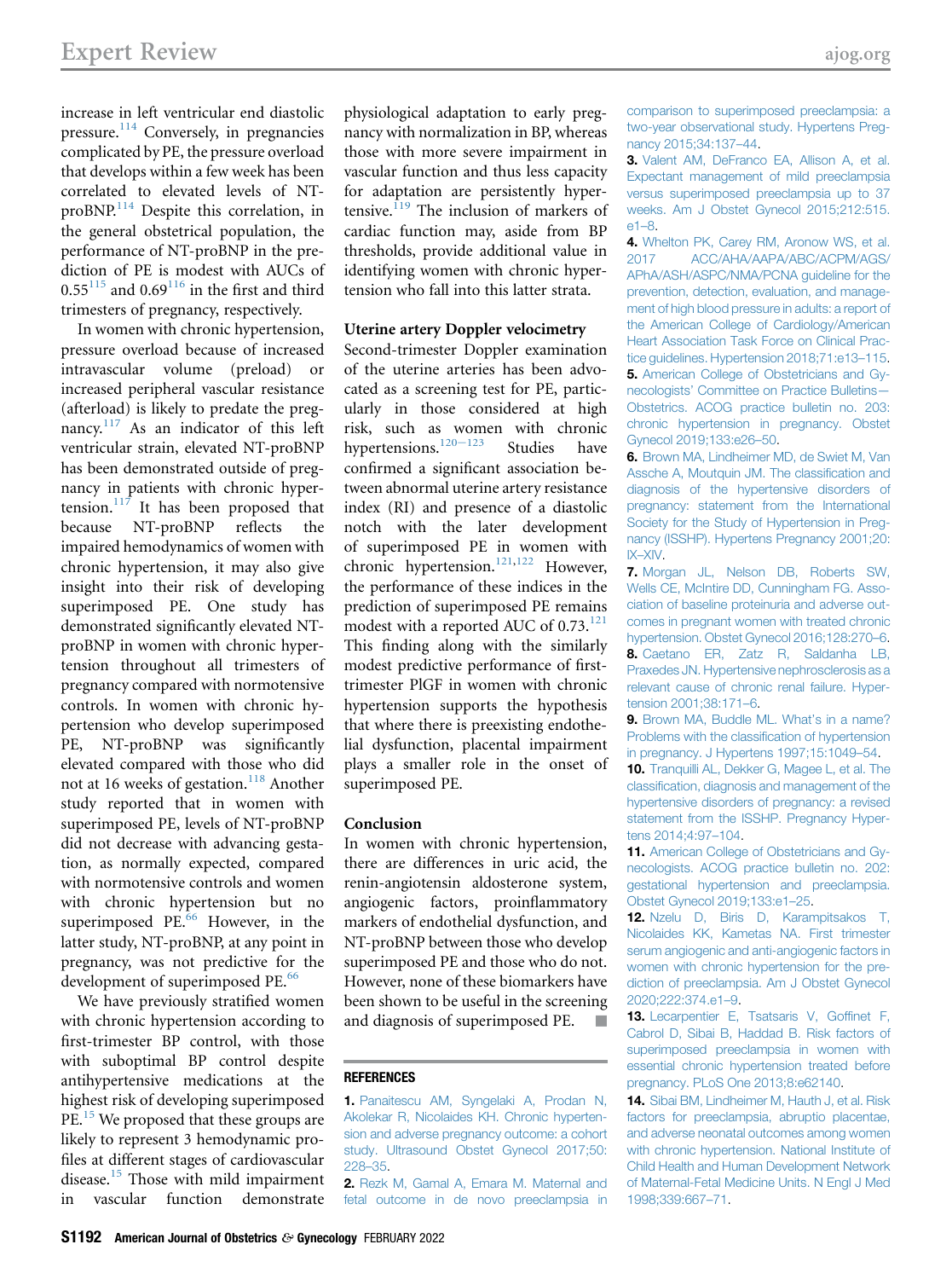increase in left ventricular end diastolic pressure.[114] Conversely, in pregnancies complicated by PE, the pressure overload that develops within a few week has been correlated to elevated levels of NT-proBNP.[114] Despite this correlation, in the general obstetrical population, the performance of NT-proBNP in the prediction of PE is modest with AUCs of 0.55[115] and 0.69[116] in the first and third trimesters of pregnancy, respectively.

In women with chronic hypertension, pressure overload because of increased intravascular volume (preload) or increased peripheral vascular resistance (afterload) is likely to predate the pregnancy.[117] As an indicator of this left ventricular strain, elevated NT-proBNP has been demonstrated outside of pregnancy in patients with chronic hypertension.[117] It has been proposed that because NT-proBNP reflects the impaired hemodynamics of women with chronic hypertension, it may also give insight into their risk of developing superimposed PE. One study has demonstrated significantly elevated NT-proBNP in women with chronic hypertension throughout all trimesters of pregnancy compared with normotensive controls. In women with chronic hypertension who develop superimposed PE, NT-proBNP was significantly elevated compared with those who did not at 16 weeks of gestation.[118] Another study reported that in women with superimposed PE, levels of NT-proBNP did not decrease with advancing gestation, as normally expected, compared with normotensive controls and women with chronic hypertension but no superimposed PE.[66] However, in the latter study, NT-proBNP, at any point in pregnancy, was not predictive for the development of superimposed PE.[66]

We have previously stratified women with chronic hypertension according to first-trimester BP control, with those with suboptimal BP control despite antihypertensive medications at the highest risk of developing superimposed PE.[15] We proposed that these groups are likely to represent 3 hemodynamic profiles at different stages of cardiovascular disease.[15] Those with mild impairment in vascular function demonstrate physiological adaptation to early pregnancy with normalization in BP, whereas those with more severe impairment in vascular function and thus less capacity for adaptation are persistently hypertensive.[119] The inclusion of markers of cardiac function may, aside from BP thresholds, provide additional value in identifying women with chronic hypertension who fall into this latter strata.

### Uterine artery Doppler velocimetry

Second-trimester Doppler examination of the uterine arteries has been advocated as a screening test for PE, particularly in those considered at high risk, such as women with chronic hypertensions.[120–123] Studies have confirmed a significant association between abnormal uterine artery resistance index (RI) and presence of a diastolic notch with the later development of superimposed PE in women with chronic hypertension.[121,122] However, the performance of these indices in the prediction of superimposed PE remains modest with a reported AUC of 0.73.[121] This finding along with the similarly modest predictive performance of first-trimester PlGF in women with chronic hypertension supports the hypothesis that where there is preexisting endothelial dysfunction, placental impairment plays a smaller role in the onset of superimposed PE.

### Conclusion

In women with chronic hypertension, there are differences in uric acid, the renin-angiotensin aldosterone system, angiogenic factors, proinflammatory markers of endothelial dysfunction, and NT-proBNP between those who develop superimposed PE and those who do not. However, none of these biomarkers have been shown to be useful in the screening and diagnosis of superimposed PE. ■

### REFERENCES

1. Panaitescu AM, Syngelaki A, Prodan N, Akolekar R, Nicolaides KH. Chronic hypertension and adverse pregnancy outcome: a cohort study. Ultrasound Obstet Gynecol 2017;50:228–35.
2. Rezk M, Gamal A, Emara M. Maternal and fetal outcome in de novo preeclampsia in comparison to superimposed preeclampsia: a two-year observational study. Hypertens Pregnancy 2015;34:137–44.
3. Valent AM, DeFranco EA, Allison A, et al. Expectant management of mild preeclampsia versus superimposed preeclampsia up to 37 weeks. Am J Obstet Gynecol 2015;212:515.e1–8.
4. Whelton PK, Carey RM, Aronow WS, et al. 2017 ACC/AHA/AAPA/ABC/ACPM/AGS/APhA/ASH/ASPC/NMA/PCNA guideline for the prevention, detection, evaluation, and management of high blood pressure in adults: a report of the American College of Cardiology/American Heart Association Task Force on Clinical Practice guidelines. Hypertension 2018;71:e13–115.
5. American College of Obstetricians and Gynecologists' Committee on Practice Bulletins—Obstetrics. ACOG practice bulletin no. 203: chronic hypertension in pregnancy. Obstet Gynecol 2019;133:e26–50.
6. Brown MA, Lindheimer MD, de Swiet M, Van Assche A, Moutquin JM. The classification and diagnosis of the hypertensive disorders of pregnancy: statement from the International Society for the Study of Hypertension in Pregnancy (ISSHP). Hypertens Pregnancy 2001;20:IX–XIV.
7. Morgan JL, Nelson DB, Roberts SW, Wells CE, McIntire DD, Cunningham FG. Association of baseline proteinuria and adverse outcomes in pregnant women with treated chronic hypertension. Obstet Gynecol 2016;128:270–6.
8. Caetano ER, Zatz R, Saldanha LB, Praxedes JN. Hypertensive nephrosclerosis as a relevant cause of chronic renal failure. Hypertension 2001;38:171–6.
9. Brown MA, Buddle ML. What's in a name? Problems with the classification of hypertension in pregnancy. J Hypertens 1997;15:1049–54.
10. Tranquilli AL, Dekker G, Magee L, et al. The classification, diagnosis and management of the hypertensive disorders of pregnancy: a revised statement from the ISSHP. Pregnancy Hypertens 2014;4:97–104.
11. American College of Obstetricians and Gynecologists. ACOG practice bulletin no. 202: gestational hypertension and preeclampsia. Obstet Gynecol 2019;133:e1–25.
12. Nzelu D, Biris D, Karampitsakos T, Nicolaides KK, Kametas NA. First trimester serum angiogenic and anti-angiogenic factors in women with chronic hypertension for the prediction of preeclampsia. Am J Obstet Gynecol 2020;222:374.e1–9.
13. Lecarpentier E, Tsatsaris V, Goffinet F, Cabrol D, Sibai B, Haddad B. Risk factors of superimposed preeclampsia in women with essential chronic hypertension treated before pregnancy. PLoS One 2013;8:e62140.
14. Sibai BM, Lindheimer M, Hauth J, et al. Risk factors for preeclampsia, abruptio placentae, and adverse neonatal outcomes among women with chronic hypertension. National Institute of Child Health and Human Development Network of Maternal-Fetal Medicine Units. N Engl J Med 1998;339:667–71.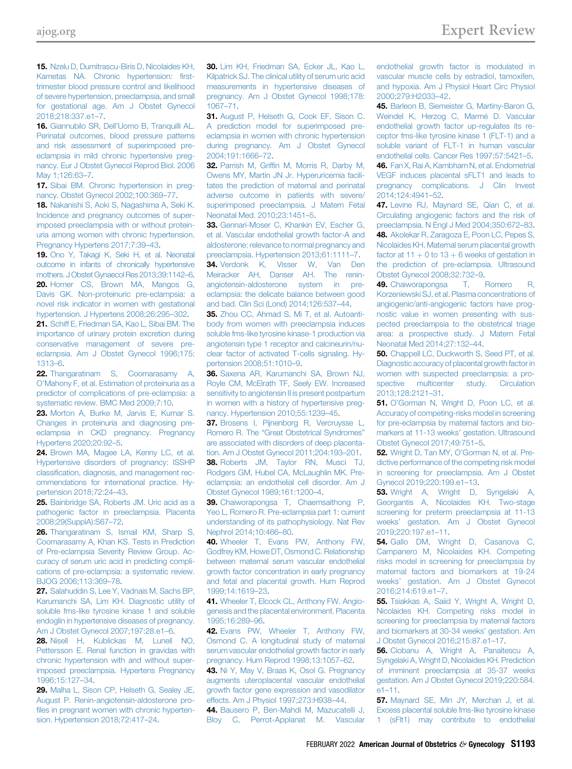15. Nzelu D, Dumitrascu-Biris D, Nicolaides KH, Kametas NA. Chronic hypertension: first-trimester blood pressure control and likelihood of severe hypertension, preeclampsia, and small for gestational age. Am J Obstet Gynecol 2018;218:337.e1–7.

16. Giannubilo SR, Dell'Uomo B, Tranquilli AL. Perinatal outcomes, blood pressure patterns and risk assessment of superimposed preeclampsia in mild chronic hypertensive pregnancy. Eur J Obstet Gynecol Reprod Biol. 2006 May 1;126:63–7.

17. Sibai BM. Chronic hypertension in pregnancy. Obstet Gynecol 2002;100:369–77.

18. Nakanishi S, Aoki S, Nagashima A, Seki K. Incidence and pregnancy outcomes of superimposed preeclampsia with or without proteinuria among women with chronic hypertension. Pregnancy Hypertens 2017;7:39–43.

19. Ono Y, Takagi K, Seki H, et al. Neonatal outcome in infants of chronically hypertensive mothers. J Obstet Gynaecol Res 2013;39:1142–6.

20. Homer CS, Brown MA, Mangos G, Davis GK. Non-proteinuric pre-eclampsia: a novel risk indicator in women with gestational hypertension. J Hypertens 2008;26:295–302.

21. Schiff E, Friedman SA, Kao L, Sibai BM. The importance of urinary protein excretion during conservative management of severe preeclampsia. Am J Obstet Gynecol 1996;175:1313–6.

22. Thangaratinam S, Coomarasamy A, O'Mahony F, et al. Estimation of proteinuria as a predictor of complications of pre-eclampsia: a systematic review. BMC Med 2009;7:10.

23. Morton A, Burke M, Jarvis E, Kumar S. Changes in proteinuria and diagnosing preeclampsia in CKD pregnancy. Pregnancy Hypertens 2020;20:92–5.

24. Brown MA, Magee LA, Kenny LC, et al. Hypertensive disorders of pregnancy: ISSHP classification, diagnosis, and management recommendations for international practice. Hypertension 2018;72:24–43.

25. Bainbridge SA, Roberts JM. Uric acid as a pathogenic factor in preeclampsia. Placenta 2008;29(SupplA):S67–72.

26. Thangaratinam S, Ismail KM, Sharp S, Coomarasamy A, Khan KS. Tests in Prediction of Pre-eclampsia Severity Review Group. Accuracy of serum uric acid in predicting complications of pre-eclampsia: a systematic review. BJOG 2006;113:369–78.

27. Salahuddin S, Lee Y, Vadnais M, Sachs BP, Karumanchi SA, Lim KH. Diagnostic utility of soluble fms-like tyrosine kinase 1 and soluble endoglin in hypertensive diseases of pregnancy. Am J Obstet Gynecol 2007;197:28.e1–6.

28. Nisell H, Kublickas M, Lunell NO, Pettersson E. Renal function in gravidas with chronic hypertension with and without superimposed preeclampsia. Hypertens Pregnancy 1996;15:127–34.

29. Malha L, Sison CP, Helseth G, Sealey JE, August P. Renin-angiotensin-aldosterone profiles in pregnant women with chronic hypertension. Hypertension 2018;72:417–24.

30. Lim KH, Friedman SA, Ecker JL, Kao L, Kilpatrick SJ. The clinical utility of serum uric acid measurements in hypertensive diseases of pregnancy. Am J Obstet Gynecol 1998;178:1067–71.

31. August P, Helseth G, Cook EF, Sison C. A prediction model for superimposed preeclampsia in women with chronic hypertension during pregnancy. Am J Obstet Gynecol 2004;191:1666–72.

32. Parrish M, Griffin M, Morris R, Darby M, Owens MY, Martin JN Jr. Hyperuricemia facilitates the prediction of maternal and perinatal adverse outcome in patients with severe/superimposed preeclampsia. J Matern Fetal Neonatal Med. 2010;23:1451–5.

33. Gennari-Moser C, Khankin EV, Escher G, et al. Vascular endothelial growth factor-A and aldosterone: relevance to normal pregnancy and preeclampsia. Hypertension 2013;61:1111–7.

34. Verdonk K, Visser W, Van Den Meiracker AH, Danser AH. The renin-angiotensin-aldosterone system in preeclampsia: the delicate balance between good and bad. Clin Sci (Lond) 2014;126:537–44.

35. Zhou CC, Ahmad S, Mi T, et al. Autoantibody from women with preeclampsia induces soluble fms-like tyrosine kinase-1 production via angiotensin type 1 receptor and calcineurin/nuclear factor of activated T-cells signaling. Hypertension 2008;51:1010–9.

36. Saxena AR, Karumanchi SA, Brown NJ, Royle CM, McElrath TF, Seely EW. Increased sensitivity to angiotensin II is present postpartum in women with a history of hypertensive pregnancy. Hypertension 2010;55:1239–45.

37. Brosens I, Pijnenborg R, Vercruysse L, Romero R. The "Great Obstetrical Syndromes" are associated with disorders of deep placentation. Am J Obstet Gynecol 2011;204:193–201.

38. Roberts JM, Taylor RN, Musci TJ, Rodgers GM, Hubel CA, McLaughlin MK. Preeclampsia: an endothelial cell disorder. Am J Obstet Gynecol 1989;161:1200–4.

39. Chaiworapongsa T, Chaemsaithong P, Yeo L, Romero R. Pre-eclampsia part 1: current understanding of its pathophysiology. Nat Rev Nephrol 2014;10:466–80.

40. Wheeler T, Evans PW, Anthony FW, Godfrey KM, Howe DT, Osmond C. Relationship between maternal serum vascular endothelial growth factor concentration in early pregnancy and fetal and placental growth. Hum Reprod 1999;14:1619–23.

41. Wheeler T, Elcock CL, Anthony FW. Angiogenesis and the placental environment. Placenta 1995;16:289–96.

42. Evans PW, Wheeler T, Anthony FW, Osmond C. A longitudinal study of maternal serum vascular endothelial growth factor in early pregnancy. Hum Reprod 1998;13:1057–62.

43. Ni Y, May V, Braas K, Osol G. Pregnancy augments uteroplacental vascular endothelial growth factor gene expression and vasodilator effects. Am J Physiol 1997;273:H938–44.

44. Bausero P, Ben-Mahdi M, Mazucatelli J, Bloy C, Perrot-Applanat M. Vascular endothelial growth factor is modulated in vascular muscle cells by estradiol, tamoxifen, and hypoxia. Am J Physiol Heart Circ Physiol 2000;279:H2033–42.

45. Barleon B, Siemeister G, Martiny-Baron G, Weindel K, Herzog C, Marmé D. Vascular endothelial growth factor up-regulates its receptor fms-like tyrosine kinase 1 (FLT-1) and a soluble variant of FLT-1 in human vascular endothelial cells. Cancer Res 1997;57:5421–5.

46. Fan X, Rai A, Kambham N, et al. Endometrial VEGF induces placental sFLT1 and leads to pregnancy complications. J Clin Invest 2014;124:4941–52.

47. Levine RJ, Maynard SE, Qian C, et al. Circulating angiogenic factors and the risk of preeclampsia. N Engl J Med 2004;350:672–83.

48. Akolekar R, Zaragoza E, Poon LC, Pepes S, Nicolaides KH. Maternal serum placental growth factor at 11 + 0 to 13 + 6 weeks of gestation in the prediction of pre-eclampsia. Ultrasound Obstet Gynecol 2008;32:732–9.

49. Chaiworapongsa T, Romero R, Korzeniewski SJ, et al. Plasma concentrations of angiogenic/anti-angiogenic factors have prognostic value in women presenting with suspected preeclampsia to the obstetrical triage area: a prospective study. J Matern Fetal Neonatal Med 2014;27:132–44.

50. Chappell LC, Duckworth S, Seed PT, et al. Diagnostic accuracy of placental growth factor in women with suspected preeclampsia: a prospective multicenter study. Circulation 2013;128:2121–31.

51. O'Gorman N, Wright D, Poon LC, et al. Accuracy of competing-risks model in screening for pre-eclampsia by maternal factors and biomarkers at 11-13 weeks' gestation. Ultrasound Obstet Gynecol 2017;49:751–5.

52. Wright D, Tan MY, O'Gorman N, et al. Predictive performance of the competing risk model in screening for preeclampsia. Am J Obstet Gynecol 2019;220:199.e1–13.

53. Wright A, Wright D, Syngelaki A, Georgantis A, Nicolaides KH. Two-stage screening for preterm preeclampsia at 11-13 weeks' gestation. Am J Obstet Gynecol 2019;220:197.e1–11.

54. Gallo DM, Wright D, Casanova C, Campanero M, Nicolaides KH. Competing risks model in screening for preeclampsia by maternal factors and biomarkers at 19-24 weeks' gestation. Am J Obstet Gynecol 2016;214:619.e1–7.

55. Tsiakkas A, Saiid Y, Wright A, Wright D, Nicolaides KH. Competing risks model in screening for preeclampsia by maternal factors and biomarkers at 30-34 weeks' gestation. Am J Obstet Gynecol 2016;215:87.e1–17.

56. Ciobanu A, Wright A, Panaitescu A, Syngelaki A, Wright D, Nicolaides KH. Prediction of imminent preeclampsia at 35-37 weeks gestation. Am J Obstet Gynecol 2019;220:584.e1–11.

57. Maynard SE, Min JY, Merchan J, et al. Excess placental soluble fms-like tyrosine kinase 1 (sFlt1) may contribute to endothelial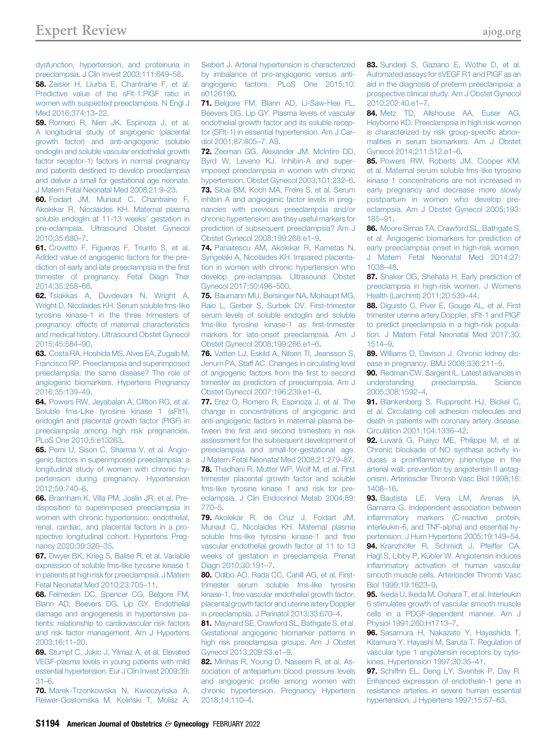dysfunction, hypertension, and proteinuria in preeclampsia. J Clin Invest 2003;111:649–58.

58. Zeisler H, Llurba E, Chantraine F, et al. Predictive value of the sFlt-1:PlGF ratio in women with suspected preeclampsia. N Engl J Med 2016;374:13–22.

59. Romero R, Nien JK, Espinoza J, et al. A longitudinal study of angiogenic (placental growth factor) and anti-angiogenic (soluble endoglin and soluble vascular endothelial growth factor receptor-1) factors in normal pregnancy and patients destined to develop preeclampsia and deliver a small for gestational age neonate. J Matern Fetal Neonatal Med 2008;21:9–23.

60. Foidart JM, Munaut C, Chantraine F, Akolekar R, Nicolaides KH. Maternal plasma soluble endoglin at 11-13 weeks' gestation in pre-eclampsia. Ultrasound Obstet Gynecol 2010;35:680–7.

61. Crovetto F, Figueras F, Triunfo S, et al. Added value of angiogenic factors for the prediction of early and late preeclampsia in the first trimester of pregnancy. Fetal Diagn Ther 2014;35:258–66.

62. Tsiakkas A, Duvdevani N, Wright A, Wright D, Nicolaides KH. Serum soluble fms-like tyrosine kinase-1 in the three trimesters of pregnancy: effects of maternal characteristics and medical history. Ultrasound Obstet Gynecol 2015;45:584–90.

63. Costa RA, Hoshida MS, Alves EA, Zugaib M, Francisco RP. Preeclampsia and superimposed preeclampsia: the same disease? The role of angiogenic biomarkers. Hypertens Pregnancy 2016;35:139–49.

64. Powers RW, Jeyabalan A, Clifton RG, et al. Soluble fms-Like tyrosine kinase 1 (sFlt1), endoglin and placental growth factor (PlGF) in preeclampsia among high risk pregnancies. PLoS One 2010;5:e13263.

65. Perni U, Sison C, Sharma V, et al. Angiogenic factors in superimposed preeclampsia: a longitudinal study of women with chronic hypertension during pregnancy. Hypertension 2012;59:740–6.

66. Bramham K, Villa PM, Joslin JR, et al. Predisposition to superimposed preeclampsia in women with chronic hypertension: endothelial, renal, cardiac, and placental factors in a prospective longitudinal cohort. Hypertens Pregnancy 2020;39:326–35.

67. Dwyer BK, Krieg S, Balise R, et al. Variable expression of soluble fms-like tyrosine kinase 1 in patients at high risk for preeclampsia. J Matern Fetal Neonatal Med 2010;23:705–11.

68. Felmeden DC, Spencer CG, Belgore FM, Blann AD, Beevers DG, Lip GY. Endothelial damage and angiogenesis in hypertensive patients: relationship to cardiovascular risk factors and risk factor management. Am J Hypertens 2003;16:11–20.

69. Stumpf C, Jukic J, Yilmaz A, et al. Elevated VEGF-plasma levels in young patients with mild essential hypertension. Eur J Clin Invest 2009;39:31–6.

70. Marek-Trzonkowska N, Kwieczyńska A, Reiwer-Gostomska M, Koliński T, Molisz A, Siebert J. Arterial hypertension is characterized by imbalance of pro-angiogenic versus anti-angiogenic factors. PLoS One 2015;10:e0126190.

71. Belgore FM, Blann AD, Li-Saw-Hee FL, Beevers DG, Lip GY. Plasma levels of vascular endothelial growth factor and its soluble receptor (SFlt-1) in essential hypertension. Am J Cardiol 2001;87:805–7. A9.

72. Zeeman GG, Alexander JM, McIntire DD, Byrd W, Leveno KJ. Inhibin-A and superimposed preeclampsia in women with chronic hypertension. Obstet Gynecol 2003;101:232–6.

73. Sibai BM, Koch MA, Freire S, et al. Serum inhibin A and angiogenic factor levels in pregnancies with previous preeclampsia and/or chronic hypertension: are they useful markers for prediction of subsequent preeclampsia? Am J Obstet Gynecol 2008;199:268.e1–9.

74. Panaitescu AM, Akolekar R, Kametas N, Syngelaki A, Nicolaides KH. Impaired placentation in women with chronic hypertension who develop pre-eclampsia. Ultrasound Obstet Gynecol 2017;50:496–500.

75. Baumann MU, Bersinger NA, Mohaupt MG, Raio L, Gerber S, Surbek DV. First-trimester serum levels of soluble endoglin and soluble fms-like tyrosine kinase-1 as first-trimester markers for late-onset preeclampsia. Am J Obstet Gynecol 2008;199:266.e1–6.

76. Vatten LJ, Eskild A, Nilsen TI, Jeansson S, Jenum PA, Staff AC. Changes in circulating level of angiogenic factors from the first to second trimester as predictors of preeclampsia. Am J Obstet Gynecol 2007;196:239.e1–6.

77. Erez O, Romero R, Espinoza J, et al. The change in concentrations of angiogenic and anti-angiogenic factors in maternal plasma between the first and second trimesters in risk assessment for the subsequent development of preeclampsia and small-for-gestational age. J Matern Fetal Neonatal Med 2008;21:279–87.

78. Thadhani R, Mutter WP, Wolf M, et al. First trimester placental growth factor and soluble fms-like tyrosine kinase 1 and risk for preeclampsia. J Clin Endocrinol Metab 2004;89:770–5.

79. Akolekar R, de Cruz J, Foidart JM, Munaut C, Nicolaides KH. Maternal plasma soluble fms-like tyrosine kinase-1 and free vascular endothelial growth factor at 11 to 13 weeks of gestation in preeclampsia. Prenat Diagn 2010;30:191–7.

80. Odibo AO, Rada CC, Cahill AG, et al. First-trimester serum soluble fms-like tyrosine kinase-1, free vascular endothelial growth factor, placental growth factor and uterine artery Doppler in preeclampsia. J Perinatol 2013;33:670–4.

81. Maynard SE, Crawford SL, Bathgate S, et al. Gestational angiogenic biomarker patterns in high risk preeclampsia groups. Am J Obstet Gynecol 2013;209:53.e1–9.

82. Minhas R, Young D, Naseem R, et al. Association of antepartum blood pressure levels and angiogenic profile among women with chronic hypertension. Pregnancy Hypertens 2018;14:110–4.

83. Sunderji S, Gaziano E, Wothe D, et al. Automated assays for sVEGF R1 and PlGF as an aid in the diagnosis of preterm preeclampsia: a prospective clinical study. Am J Obstet Gynecol 2010;202:40.e1–7.

84. Metz TD, Allshouse AA, Euser AG, Heyborne KD. Preeclampsia in high risk women is characterized by risk group-specific abnormalities in serum biomarkers. Am J Obstet Gynecol 2014;211:512.e1–6.

85. Powers RW, Roberts JM, Cooper KM, et al. Maternal serum soluble fms-like tyrosine kinase 1 concentrations are not increased in early pregnancy and decrease more slowly postpartum in women who develop preeclampsia. Am J Obstet Gynecol 2005;193:185–91.

86. Moore Simas TA, Crawford SL, Bathgate S, et al. Angiogenic biomarkers for prediction of early preeclampsia onset in high-risk women. J Matern Fetal Neonatal Med 2014;27:1038–48.

87. Shaker OG, Shehata H. Early prediction of preeclampsia in high-risk women. J Womens Health (Larchmt) 2011;20:539–44.

88. Diguisto C, Piver E, Gouge AL, et al. First trimester uterine artery Doppler, sFlt-1 and PlGF to predict preeclampsia in a high-risk population. J Matern Fetal Neonatal Med 2017;30:1514–9.

89. Williams D, Davison J. Chronic kidney disease in pregnancy. BMJ 2008;336:211–5.

90. Redman CW, Sargent IL. Latest advances in understanding preeclampsia. Science 2005;308:1592–4.

91. Blankenberg S, Rupprecht HJ, Bickel C, et al. Circulating cell adhesion molecules and death in patients with coronary artery disease. Circulation 2001;104:1336–42.

92. Luvarà G, Pueyo ME, Philippe M, et al. Chronic blockade of NO synthase activity induces a proinflammatory phenotype in the arterial wall: prevention by angiotensin II antagonism. Arterioscler Thromb Vasc Biol 1998;18:1408–16.

93. Bautista LE, Vera LM, Arenas IA, Gamarra G. Independent association between inflammatory markers (C-reactive protein, interleukin-6, and TNF-alpha) and essential hypertension. J Hum Hypertens 2005;19:149–54.

94. Kranzhöfer R, Schmidt J, Pfeiffer CA, Hagl S, Libby P, Kübler W. Angiotensin induces inflammatory activation of human vascular smooth muscle cells. Arterioscler Thromb Vasc Biol 1999;19:1623–9.

95. Ikeda U, Ikeda M, Oohara T, et al. Interleukin 6 stimulates growth of vascular smooth muscle cells in a PDGF-dependent manner. Am J Physiol 1991;260:H1713–7.

96. Sasamura H, Nakazato Y, Hayashida T, Kitamura Y, Hayashi M, Saruta T. Regulation of vascular type 1 angiotensin receptors by cytokines. Hypertension 1997;30:35–41.

97. Schiffrin EL, Deng LY, Sventek P, Day R. Enhanced expression of endothelin-1 gene in resistance arteries in severe human essential hypertension. J Hypertens 1997;15:57–63.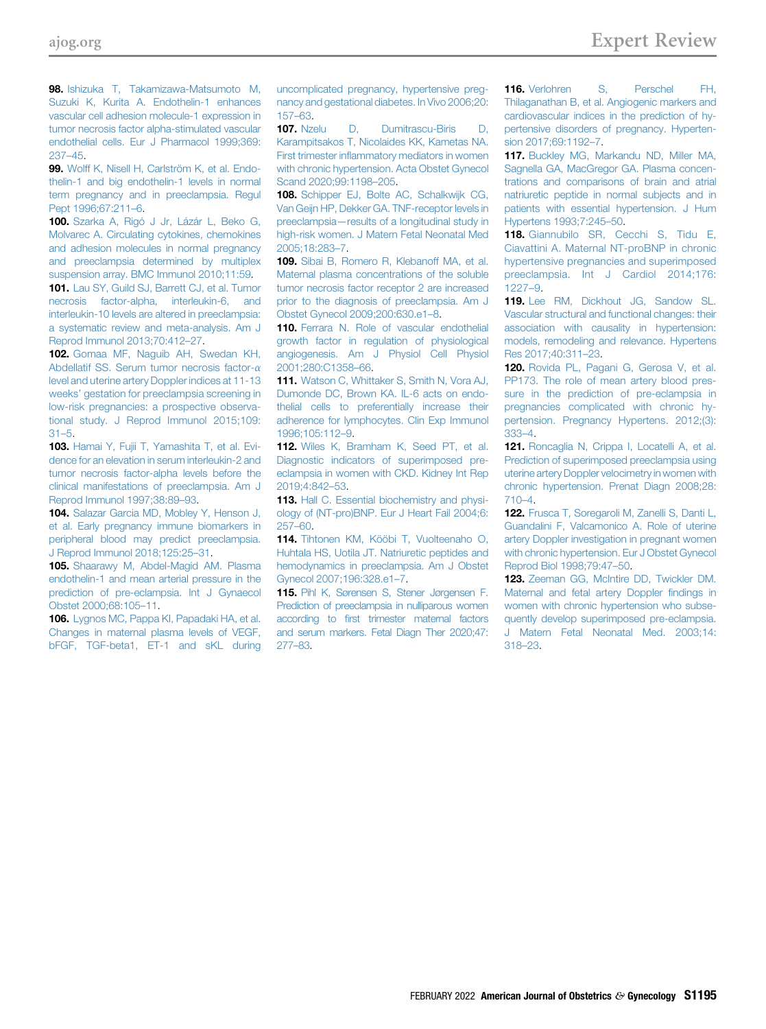**98.** Ishizuka T, Takamizawa-Matsumoto M, Suzuki K, Kurita A. Endothelin-1 enhances vascular cell adhesion molecule-1 expression in tumor necrosis factor alpha-stimulated vascular endothelial cells. Eur J Pharmacol 1999;369: 237–45.

**99.** Wolff K, Nisell H, Carlström K, et al. Endothelin-1 and big endothelin-1 levels in normal term pregnancy and in preeclampsia. Regul Pept 1996;67:211–6.

**100.** Szarka A, Rigó J Jr, Lázár L, Beko G, Molvarec A. Circulating cytokines, chemokines and adhesion molecules in normal pregnancy and preeclampsia determined by multiplex suspension array. BMC Immunol 2010;11:59.

**101.** Lau SY, Guild SJ, Barrett CJ, et al. Tumor necrosis factor-alpha, interleukin-6, and interleukin-10 levels are altered in preeclampsia: a systematic review and meta-analysis. Am J Reprod Immunol 2013;70:412–27.

**102.** Gomaa MF, Naguib AH, Swedan KH, Abdellatif SS. Serum tumor necrosis factor-α level and uterine artery Doppler indices at 11-13 weeks' gestation for preeclampsia screening in low-risk pregnancies: a prospective observational study. J Reprod Immunol 2015;109: 31–5.

**103.** Hamai Y, Fujii T, Yamashita T, et al. Evidence for an elevation in serum interleukin-2 and tumor necrosis factor-alpha levels before the clinical manifestations of preeclampsia. Am J Reprod Immunol 1997;38:89–93.

**104.** Salazar Garcia MD, Mobley Y, Henson J, et al. Early pregnancy immune biomarkers in peripheral blood may predict preeclampsia. J Reprod Immunol 2018;125:25–31.

**105.** Shaarawy M, Abdel-Magid AM. Plasma endothelin-1 and mean arterial pressure in the prediction of pre-eclampsia. Int J Gynaecol Obstet 2000;68:105–11.

**106.** Lygnos MC, Pappa KI, Papadaki HA, et al. Changes in maternal plasma levels of VEGF, bFGF, TGF-beta1, ET-1 and sKL during uncomplicated pregnancy, hypertensive pregnancy and gestational diabetes. In Vivo 2006;20: 157–63.

**107.** Nzelu D, Dumitrascu-Biris D, Karampitsakos T, Nicolaides KK, Kametas NA. First trimester inflammatory mediators in women with chronic hypertension. Acta Obstet Gynecol Scand 2020;99:1198–205.

**108.** Schipper EJ, Bolte AC, Schalkwijk CG, Van Geijn HP, Dekker GA. TNF-receptor levels in preeclampsia—results of a longitudinal study in high-risk women. J Matern Fetal Neonatal Med 2005;18:283–7.

**109.** Sibai B, Romero R, Klebanoff MA, et al. Maternal plasma concentrations of the soluble tumor necrosis factor receptor 2 are increased prior to the diagnosis of preeclampsia. Am J Obstet Gynecol 2009;200:630.e1–8.

**110.** Ferrara N. Role of vascular endothelial growth factor in regulation of physiological angiogenesis. Am J Physiol Cell Physiol 2001;280:C1358–66.

**111.** Watson C, Whittaker S, Smith N, Vora AJ, Dumonde DC, Brown KA. IL-6 acts on endothelial cells to preferentially increase their adherence for lymphocytes. Clin Exp Immunol 1996;105:112–9.

**112.** Wiles K, Bramham K, Seed PT, et al. Diagnostic indicators of superimposed preeclampsia in women with CKD. Kidney Int Rep 2019;4:842–53.

**113.** Hall C. Essential biochemistry and physiology of (NT-pro)BNP. Eur J Heart Fail 2004;6: 257–60.

**114.** Tihtonen KM, Kööbi T, Vuolteenaho O, Huhtala HS, Uotila JT. Natriuretic peptides and hemodynamics in preeclampsia. Am J Obstet Gynecol 2007;196:328.e1–7.

**115.** Pihl K, Sørensen S, Stener Jørgensen F. Prediction of preeclampsia in nulliparous women according to first trimester maternal factors and serum markers. Fetal Diagn Ther 2020;47: 277–83.

**116.** Verlohren S, Perschel FH, Thilaganathan B, et al. Angiogenic markers and cardiovascular indices in the prediction of hypertensive disorders of pregnancy. Hypertension 2017;69:1192–7.

**117.** Buckley MG, Markandu ND, Miller MA, Sagnella GA, MacGregor GA. Plasma concentrations and comparisons of brain and atrial natriuretic peptide in normal subjects and in patients with essential hypertension. J Hum Hypertens 1993;7:245–50.

**118.** Giannubilo SR, Cecchi S, Tidu E, Ciavattini A. Maternal NT-proBNP in chronic hypertensive pregnancies and superimposed preeclampsia. Int J Cardiol 2014;176: 1227–9.

**119.** Lee RM, Dickhout JG, Sandow SL. Vascular structural and functional changes: their association with causality in hypertension: models, remodeling and relevance. Hypertens Res 2017;40:311–23.

**120.** Rovida PL, Pagani G, Gerosa V, et al. PP173. The role of mean artery blood pressure in the prediction of pre-eclampsia in pregnancies complicated with chronic hypertension. Pregnancy Hypertens. 2012;(3): 333–4.

**121.** Roncaglia N, Crippa I, Locatelli A, et al. Prediction of superimposed preeclampsia using uterine artery Doppler velocimetry in women with chronic hypertension. Prenat Diagn 2008;28: 710–4.

**122.** Frusca T, Soregaroli M, Zanelli S, Danti L, Guandalini F, Valcamonico A. Role of uterine artery Doppler investigation in pregnant women with chronic hypertension. Eur J Obstet Gynecol Reprod Biol 1998;79:47–50.

**123.** Zeeman GG, McIntire DD, Twickler DM. Maternal and fetal artery Doppler findings in women with chronic hypertension who subsequently develop superimposed pre-eclampsia. J Matern Fetal Neonatal Med. 2003;14: 318–23.